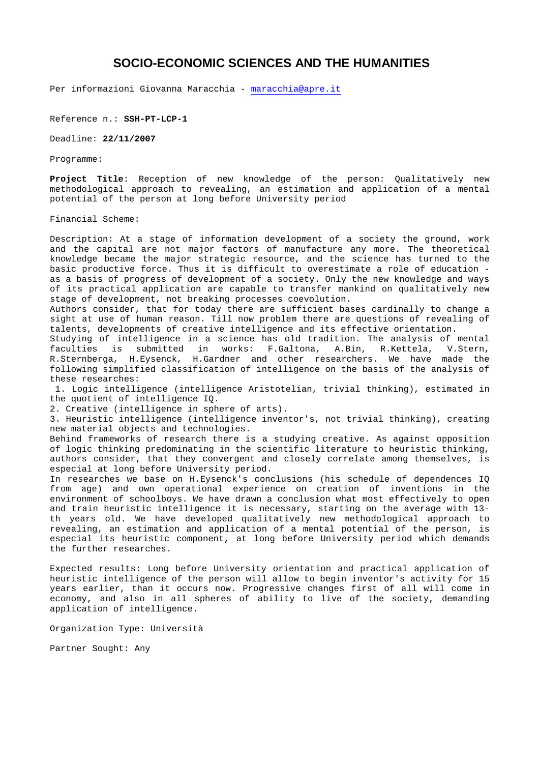# SOCIO-ECONOMIC SCIENCES AND THE HUMANITIES

Per informazioni Giovanna Maracchia - maracchia@apre.it

Reference n.: **SSH-PT-LCP-1**

Deadline: **22/11/2007**

Programme:

**Project Title**: Reception of new knowledge of the person: Qualitatively new methodological approach to revealing, an estimation and application of a mental potential of the person at long before University period

Financial Scheme:

Description: At a stage of information development of a society the ground, work and the capital are not major factors of manufacture any more. The theoretical knowledge became the major strategic resource, and the science has turned to the basic productive force. Thus it is difficult to overestimate a role of education - as a basis of progress of development of a society. Only the new knowledge and ways of its practical application are capable to transfer mankind on qualitatively new stage of development, not breaking processes coevolution.
Authors consider, that for today there are sufficient bases cardinally to change a sight at use of human reason. Till now problem there are questions of revealing of talents, developments of creative intelligence and its effective orientation.
Studying of intelligence in a science has old tradition. The analysis of mental faculties is submitted in works: F.Galtona, A.Bin, R.Kettela, V.Stern, R.Sternberga, H.Eysenck, H.Gardner and other researchers. We have made the following simplified classification of intelligence on the basis of the analysis of these researches:

1. Logic intelligence (intelligence Aristotelian, trivial thinking), estimated in the quotient of intelligence IQ.
2. Creative (intelligence in sphere of arts).
3. Heuristic intelligence (intelligence inventor's, not trivial thinking), creating new material objects and technologies.

Behind frameworks of research there is a studying creative. As against opposition of logic thinking predominating in the scientific literature to heuristic thinking, authors consider, that they convergent and closely correlate among themselves, is especial at long before University period.
In researches we base on H.Eysenck's conclusions (his schedule of dependences IQ from age) and own operational experience on creation of inventions in the environment of schoolboys. We have drawn a conclusion what most effectively to open and train heuristic intelligence it is necessary, starting on the average with 13-th years old. We have developed qualitatively new methodological approach to revealing, an estimation and application of a mental potential of the person, is especial its heuristic component, at long before University period which demands the further researches.

Expected results: Long before University orientation and practical application of heuristic intelligence of the person will allow to begin inventor's activity for 15 years earlier, than it occurs now. Progressive changes first of all will come in economy, and also in all spheres of ability to live of the society, demanding application of intelligence.

Organization Type: Università

Partner Sought: Any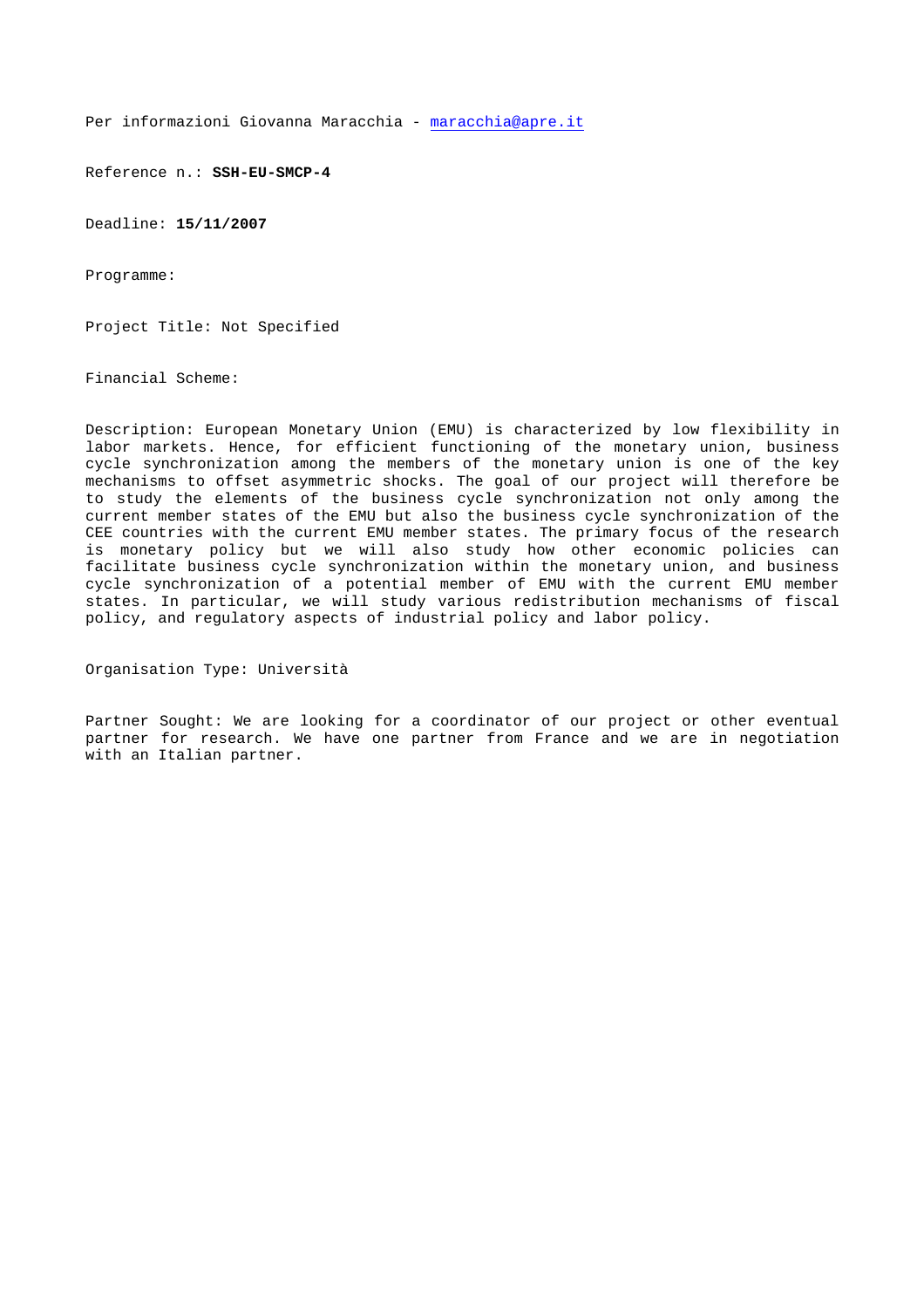Per informazioni Giovanna Maracchia - [maracchia@apre.it](mailto:maracchia@apre.it)

Reference n.: **SSH-EU-SMCP-4**

Deadline: **15/11/2007**

Programme:

Project Title: Not Specified

Financial Scheme:

Description: European Monetary Union (EMU) is characterized by low flexibility in labor markets. Hence, for efficient functioning of the monetary union, business cycle synchronization among the members of the monetary union is one of the key mechanisms to offset asymmetric shocks. The goal of our project will therefore be to study the elements of the business cycle synchronization not only among the current member states of the EMU but also the business cycle synchronization of the CEE countries with the current EMU member states. The primary focus of the research is monetary policy but we will also study how other economic policies can facilitate business cycle synchronization within the monetary union, and business cycle synchronization of a potential member of EMU with the current EMU member states. In particular, we will study various redistribution mechanisms of fiscal policy, and regulatory aspects of industrial policy and labor policy.

Organisation Type: Università

Partner Sought: We are looking for a coordinator of our project or other eventual partner for research. We have one partner from France and we are in negotiation with an Italian partner.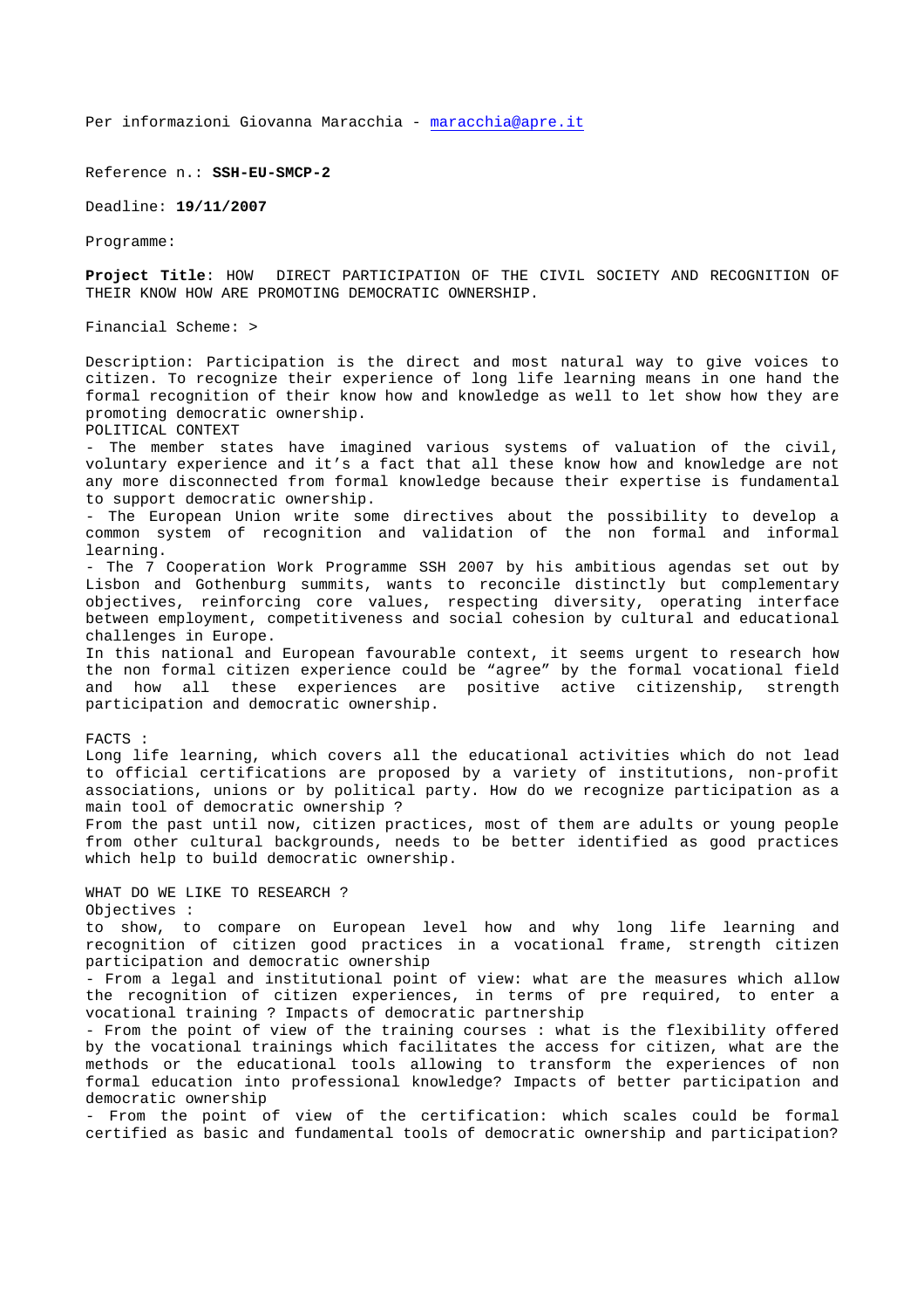Per informazioni Giovanna Maracchia - maracchia@apre.it

Reference n.: **SSH-EU-SMCP-2**

Deadline: **19/11/2007**

Programme:

**Project Title**: HOW DIRECT PARTICIPATION OF THE CIVIL SOCIETY AND RECOGNITION OF THEIR KNOW HOW ARE PROMOTING DEMOCRATIC OWNERSHIP.

Financial Scheme: >

Description: Participation is the direct and most natural way to give voices to citizen. To recognize their experience of long life learning means in one hand the formal recognition of their know how and knowledge as well to let show how they are promoting democratic ownership.

POLITICAL CONTEXT

- The member states have imagined various systems of valuation of the civil, voluntary experience and it's a fact that all these know how and knowledge are not any more disconnected from formal knowledge because their expertise is fundamental to support democratic ownership.
- The European Union write some directives about the possibility to develop a common system of recognition and validation of the non formal and informal learning.
- The 7 Cooperation Work Programme SSH 2007 by his ambitious agendas set out by Lisbon and Gothenburg summits, wants to reconcile distinctly but complementary objectives, reinforcing core values, respecting diversity, operating interface between employment, competitiveness and social cohesion by cultural and educational challenges in Europe.

In this national and European favourable context, it seems urgent to research how the non formal citizen experience could be "agree" by the formal vocational field and how all these experiences are positive active citizenship, strength participation and democratic ownership.

FACTS :

Long life learning, which covers all the educational activities which do not lead to official certifications are proposed by a variety of institutions, non-profit associations, unions or by political party. How do we recognize participation as a main tool of democratic ownership ?

From the past until now, citizen practices, most of them are adults or young people from other cultural backgrounds, needs to be better identified as good practices which help to build democratic ownership.

WHAT DO WE LIKE TO RESEARCH ?

Objectives :

to show, to compare on European level how and why long life learning and recognition of citizen good practices in a vocational frame, strength citizen participation and democratic ownership

- From a legal and institutional point of view: what are the measures which allow the recognition of citizen experiences, in terms of pre required, to enter a vocational training ? Impacts of democratic partnership
- From the point of view of the training courses : what is the flexibility offered by the vocational trainings which facilitates the access for citizen, what are the methods or the educational tools allowing to transform the experiences of non formal education into professional knowledge? Impacts of better participation and democratic ownership
- From the point of view of the certification: which scales could be formal certified as basic and fundamental tools of democratic ownership and participation?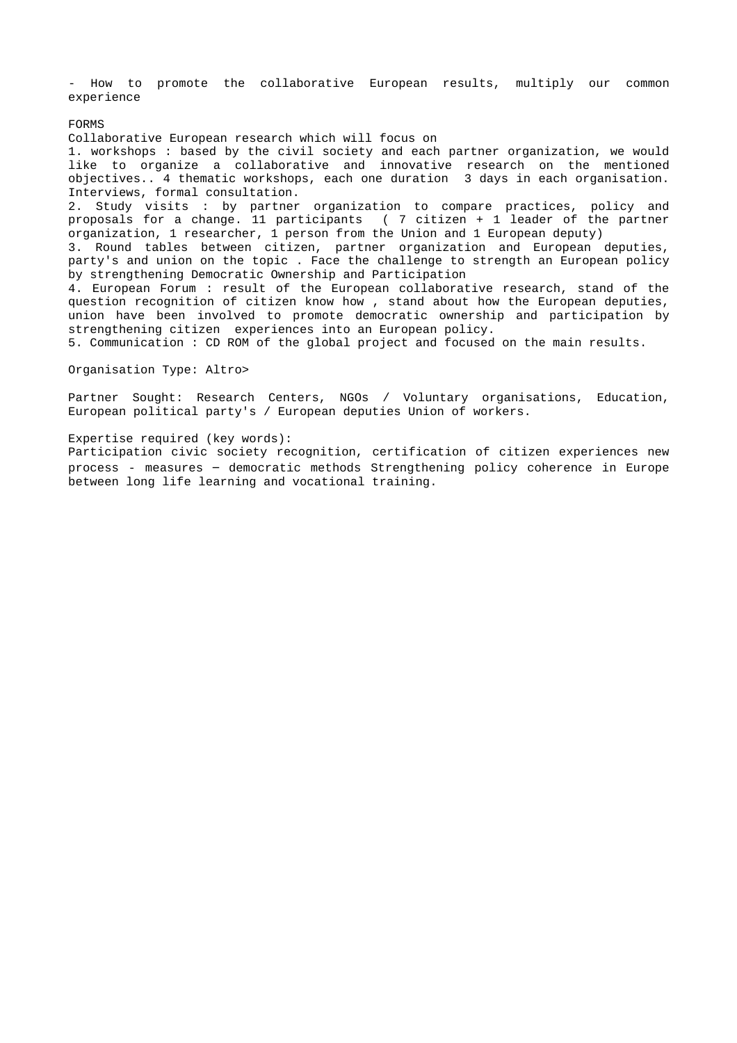- How to promote the collaborative European results, multiply our common experience

FORMS

Collaborative European research which will focus on

1. workshops : based by the civil society and each partner organization, we would like to organize a collaborative and innovative research on the mentioned objectives.. 4 thematic workshops, each one duration 3 days in each organisation. Interviews, formal consultation.
2. Study visits : by partner organization to compare practices, policy and proposals for a change. 11 participants ( 7 citizen + 1 leader of the partner organization, 1 researcher, 1 person from the Union and 1 European deputy)
3. Round tables between citizen, partner organization and European deputies, party's and union on the topic . Face the challenge to strength an European policy by strengthening Democratic Ownership and Participation
4. European Forum : result of the European collaborative research, stand of the question recognition of citizen know how , stand about how the European deputies, union have been involved to promote democratic ownership and participation by strengthening citizen experiences into an European policy.
5. Communication : CD ROM of the global project and focused on the main results.

Organisation Type: Altro>

Partner Sought: Research Centers, NGOs / Voluntary organisations, Education, European political party's / European deputies Union of workers.

Expertise required (key words):

Participation civic society recognition, certification of citizen experiences new process - measures — democratic methods Strengthening policy coherence in Europe between long life learning and vocational training.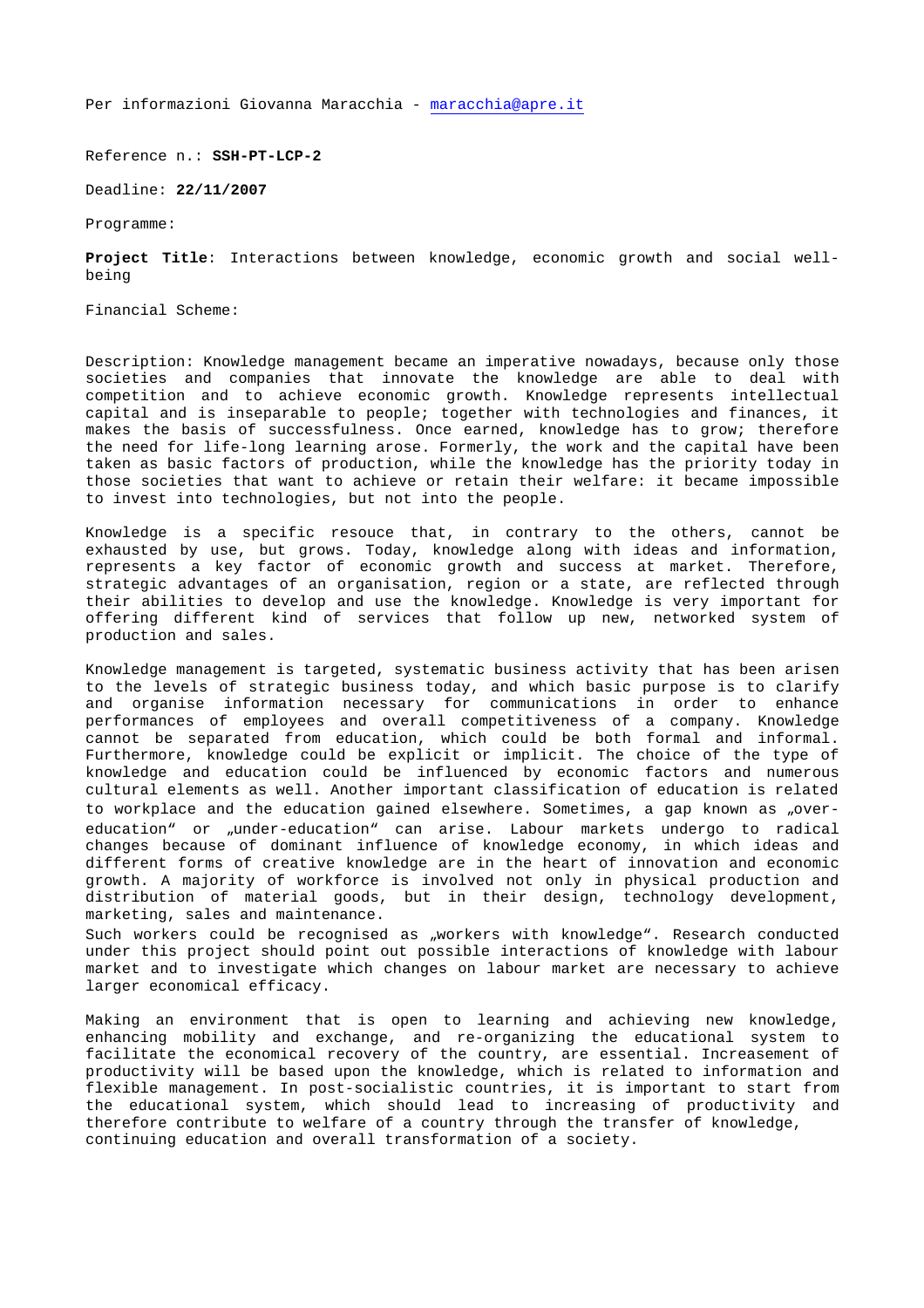Per informazioni Giovanna Maracchia - maracchia@apre.it

Reference n.: **SSH-PT-LCP-2**

Deadline: **22/11/2007**

Programme:

**Project Title**: Interactions between knowledge, economic growth and social well-being

Financial Scheme:

Description: Knowledge management became an imperative nowadays, because only those societies and companies that innovate the knowledge are able to deal with competition and to achieve economic growth. Knowledge represents intellectual capital and is inseparable to people; together with technologies and finances, it makes the basis of successfulness. Once earned, knowledge has to grow; therefore the need for life-long learning arose. Formerly, the work and the capital have been taken as basic factors of production, while the knowledge has the priority today in those societies that want to achieve or retain their welfare: it became impossible to invest into technologies, but not into the people.

Knowledge is a specific resouce that, in contrary to the others, cannot be exhausted by use, but grows. Today, knowledge along with ideas and information, represents a key factor of economic growth and success at market. Therefore, strategic advantages of an organisation, region or a state, are reflected through their abilities to develop and use the knowledge. Knowledge is very important for offering different kind of services that follow up new, networked system of production and sales.

Knowledge management is targeted, systematic business activity that has been arisen to the levels of strategic business today, and which basic purpose is to clarify and organise information necessary for communications in order to enhance performances of employees and overall competitiveness of a company. Knowledge cannot be separated from education, which could be both formal and informal. Furthermore, knowledge could be explicit or implicit. The choice of the type of knowledge and education could be influenced by economic factors and numerous cultural elements as well. Another important classification of education is related to workplace and the education gained elsewhere. Sometimes, a gap known as „over-education" or „under-education" can arise. Labour markets undergo to radical changes because of dominant influence of knowledge economy, in which ideas and different forms of creative knowledge are in the heart of innovation and economic growth. A majority of workforce is involved not only in physical production and distribution of material goods, but in their design, technology development, marketing, sales and maintenance.
Such workers could be recognised as „workers with knowledge". Research conducted under this project should point out possible interactions of knowledge with labour market and to investigate which changes on labour market are necessary to achieve larger economical efficacy.

Making an environment that is open to learning and achieving new knowledge, enhancing mobility and exchange, and re-organizing the educational system to facilitate the economical recovery of the country, are essential. Increasement of productivity will be based upon the knowledge, which is related to information and flexible management. In post-socialistic countries, it is important to start from the educational system, which should lead to increasing of productivity and therefore contribute to welfare of a country through the transfer of knowledge, continuing education and overall transformation of a society.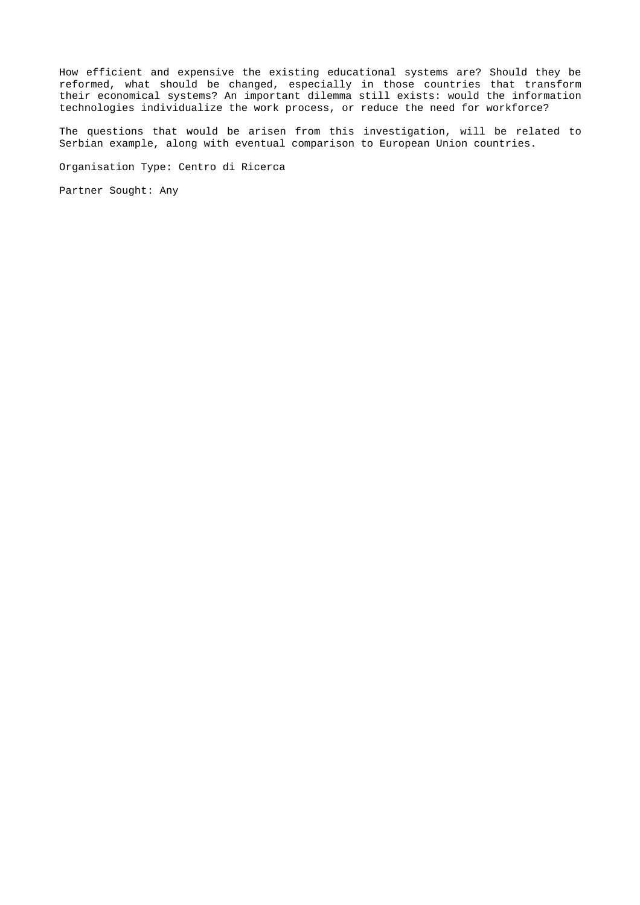How efficient and expensive the existing educational systems are? Should they be reformed, what should be changed, especially in those countries that transform their economical systems? An important dilemma still exists: would the information technologies individualize the work process, or reduce the need for workforce?

The questions that would be arisen from this investigation, will be related to Serbian example, along with eventual comparison to European Union countries.

Organisation Type: Centro di Ricerca

Partner Sought: Any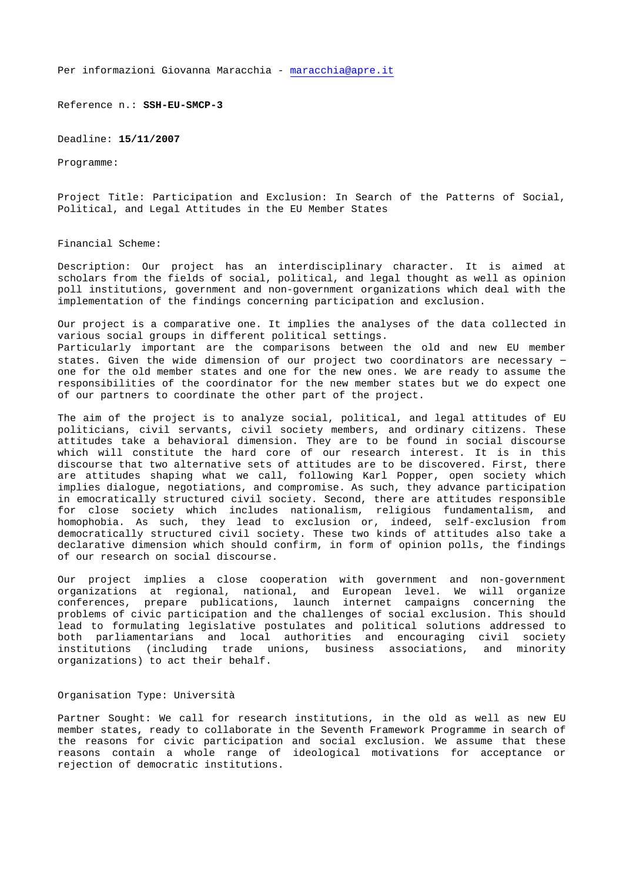Per informazioni Giovanna Maracchia - [maracchia@apre.it](mailto:maracchia@apre.it)

Reference n.: **SSH-EU-SMCP-3**

Deadline: **15/11/2007**

Programme:

Project Title: Participation and Exclusion: In Search of the Patterns of Social, Political, and Legal Attitudes in the EU Member States

Financial Scheme:

Description: Our project has an interdisciplinary character. It is aimed at scholars from the fields of social, political, and legal thought as well as opinion poll institutions, government and non-government organizations which deal with the implementation of the findings concerning participation and exclusion.

Our project is a comparative one. It implies the analyses of the data collected in various social groups in different political settings.
Particularly important are the comparisons between the old and new EU member states. Given the wide dimension of our project two coordinators are necessary — one for the old member states and one for the new ones. We are ready to assume the responsibilities of the coordinator for the new member states but we do expect one of our partners to coordinate the other part of the project.

The aim of the project is to analyze social, political, and legal attitudes of EU politicians, civil servants, civil society members, and ordinary citizens. These attitudes take a behavioral dimension. They are to be found in social discourse which will constitute the hard core of our research interest. It is in this discourse that two alternative sets of attitudes are to be discovered. First, there are attitudes shaping what we call, following Karl Popper, open society which implies dialogue, negotiations, and compromise. As such, they advance participation in emocratically structured civil society. Second, there are attitudes responsible for close society which includes nationalism, religious fundamentalism, and homophobia. As such, they lead to exclusion or, indeed, self-exclusion from democratically structured civil society. These two kinds of attitudes also take a declarative dimension which should confirm, in form of opinion polls, the findings of our research on social discourse.

Our project implies a close cooperation with government and non-government organizations at regional, national, and European level. We will organize conferences, prepare publications, launch internet campaigns concerning the problems of civic participation and the challenges of social exclusion. This should lead to formulating legislative postulates and political solutions addressed to both parliamentarians and local authorities and encouraging civil society institutions (including trade unions, business associations, and minority organizations) to act their behalf.

Organisation Type: Università

Partner Sought: We call for research institutions, in the old as well as new EU member states, ready to collaborate in the Seventh Framework Programme in search of the reasons for civic participation and social exclusion. We assume that these reasons contain a whole range of ideological motivations for acceptance or rejection of democratic institutions.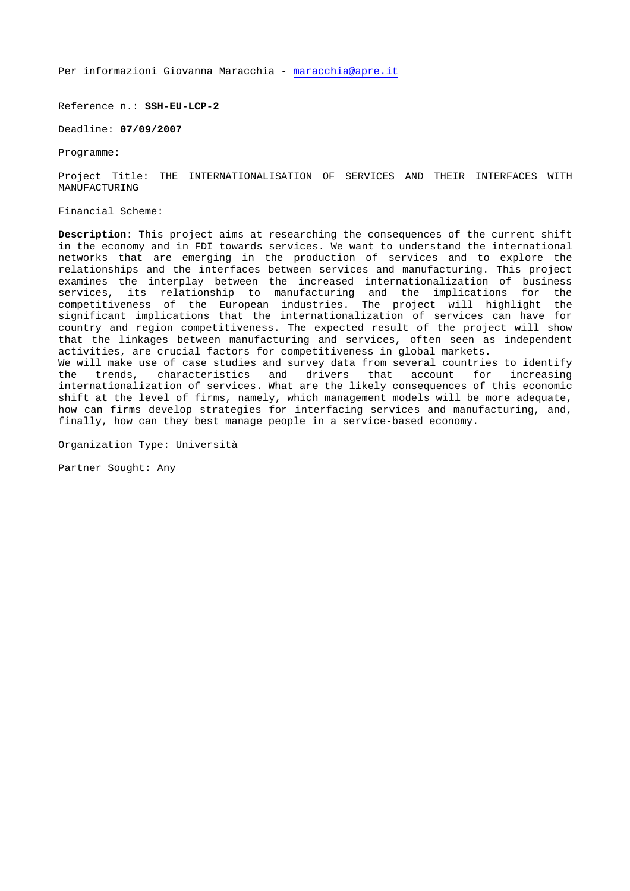Per informazioni Giovanna Maracchia - maracchia@apre.it

Reference n.: **SSH-EU-LCP-2**

Deadline: **07/09/2007**

Programme:

Project Title: THE INTERNATIONALISATION OF SERVICES AND THEIR INTERFACES WITH MANUFACTURING

Financial Scheme:

**Description**: This project aims at researching the consequences of the current shift in the economy and in FDI towards services. We want to understand the international networks that are emerging in the production of services and to explore the relationships and the interfaces between services and manufacturing. This project examines the interplay between the increased internationalization of business services, its relationship to manufacturing and the implications for the competitiveness of the European industries. The project will highlight the significant implications that the internationalization of services can have for country and region competitiveness. The expected result of the project will show that the linkages between manufacturing and services, often seen as independent activities, are crucial factors for competitiveness in global markets.
We will make use of case studies and survey data from several countries to identify the trends, characteristics and drivers that account for increasing internationalization of services. What are the likely consequences of this economic shift at the level of firms, namely, which management models will be more adequate, how can firms develop strategies for interfacing services and manufacturing, and, finally, how can they best manage people in a service-based economy.

Organization Type: Università

Partner Sought: Any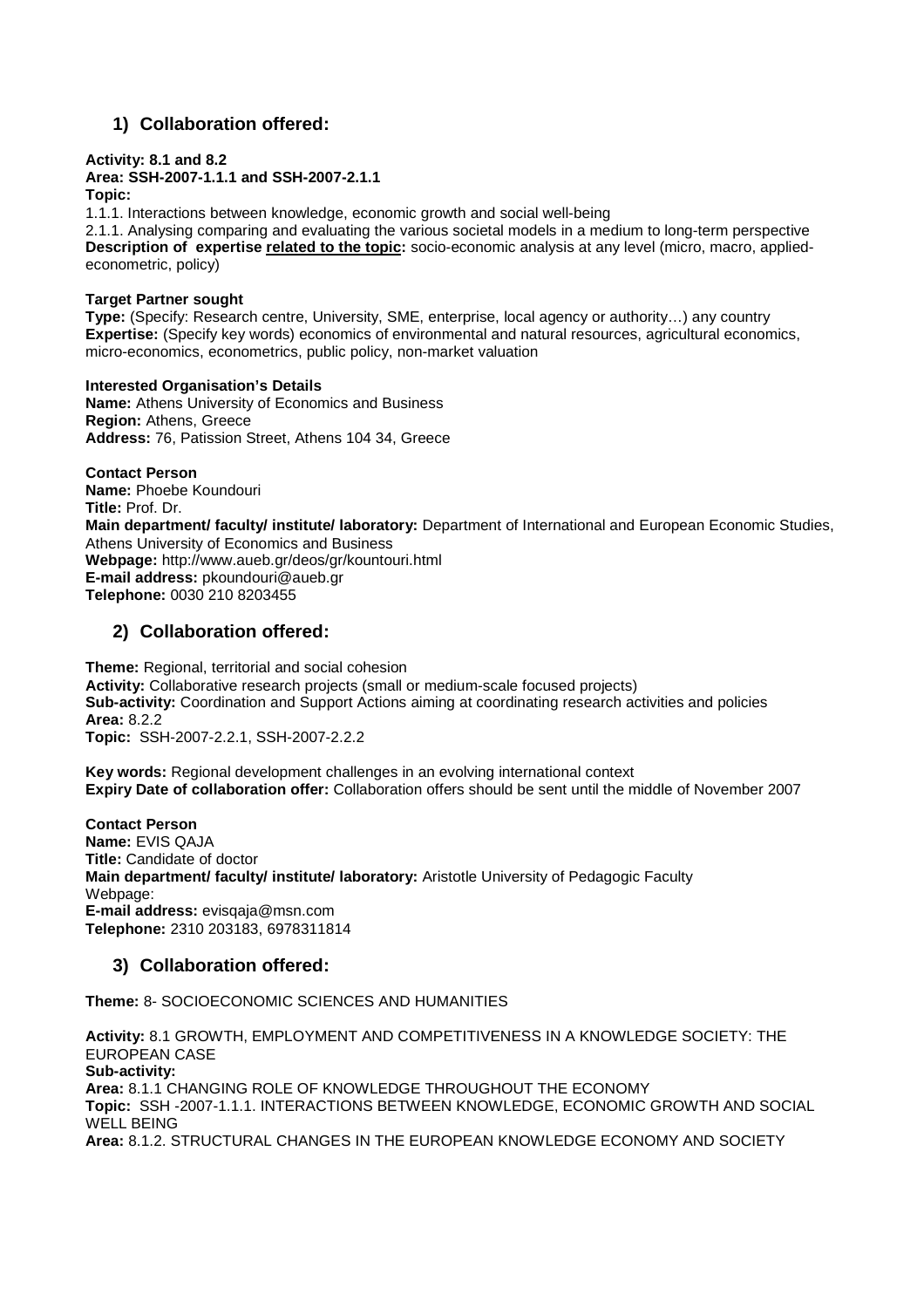## 1) Collaboration offered:

**Activity: 8.1 and 8.2**
**Area: SSH-2007-1.1.1 and SSH-2007-2.1.1**
**Topic:**
1.1.1. Interactions between knowledge, economic growth and social well-being
2.1.1. Analysing comparing and evaluating the various societal models in a medium to long-term perspective
**Description of expertise <u>related to the topic</u>:** socio-economic analysis at any level (micro, macro, applied-econometric, policy)

**Target Partner sought**
**Type:** (Specify: Research centre, University, SME, enterprise, local agency or authority…) any country
**Expertise:** (Specify key words) economics of environmental and natural resources, agricultural economics, micro-economics, econometrics, public policy, non-market valuation

**Interested Organisation's Details**
**Name:** Athens University of Economics and Business
**Region:** Athens, Greece
**Address:** 76, Patission Street, Athens 104 34, Greece

**Contact Person**
**Name:** Phoebe Koundouri
**Title:** Prof. Dr.
**Main department/ faculty/ institute/ laboratory:** Department of International and European Economic Studies, Athens University of Economics and Business
**Webpage:** http://www.aueb.gr/deos/gr/kountouri.html
**E-mail address:** pkoundouri@aueb.gr
**Telephone:** 0030 210 8203455

## 2) Collaboration offered:

**Theme:** Regional, territorial and social cohesion
**Activity:** Collaborative research projects (small or medium-scale focused projects)
**Sub-activity:** Coordination and Support Actions aiming at coordinating research activities and policies
**Area:** 8.2.2
**Topic:** SSH-2007-2.2.1, SSH-2007-2.2.2

**Key words:** Regional development challenges in an evolving international context
**Expiry Date of collaboration offer:** Collaboration offers should be sent until the middle of November 2007

**Contact Person**
**Name:** EVIS QAJA
**Title:** Candidate of doctor
**Main department/ faculty/ institute/ laboratory:** Aristotle University of Pedagogic Faculty
Webpage:
**E-mail address:** evisqaja@msn.com
**Telephone:** 2310 203183, 6978311814

## 3) Collaboration offered:

**Theme:** 8- SOCIOECONOMIC SCIENCES AND HUMANITIES

**Activity:** 8.1 GROWTH, EMPLOYMENT AND COMPETITIVENESS IN A KNOWLEDGE SOCIETY: THE EUROPEAN CASE
**Sub-activity:**
**Area:** 8.1.1 CHANGING ROLE OF KNOWLEDGE THROUGHOUT THE ECONOMY
**Topic:** SSH -2007-1.1.1. INTERACTIONS BETWEEN KNOWLEDGE, ECONOMIC GROWTH AND SOCIAL WELL BEING
**Area:** 8.1.2. STRUCTURAL CHANGES IN THE EUROPEAN KNOWLEDGE ECONOMY AND SOCIETY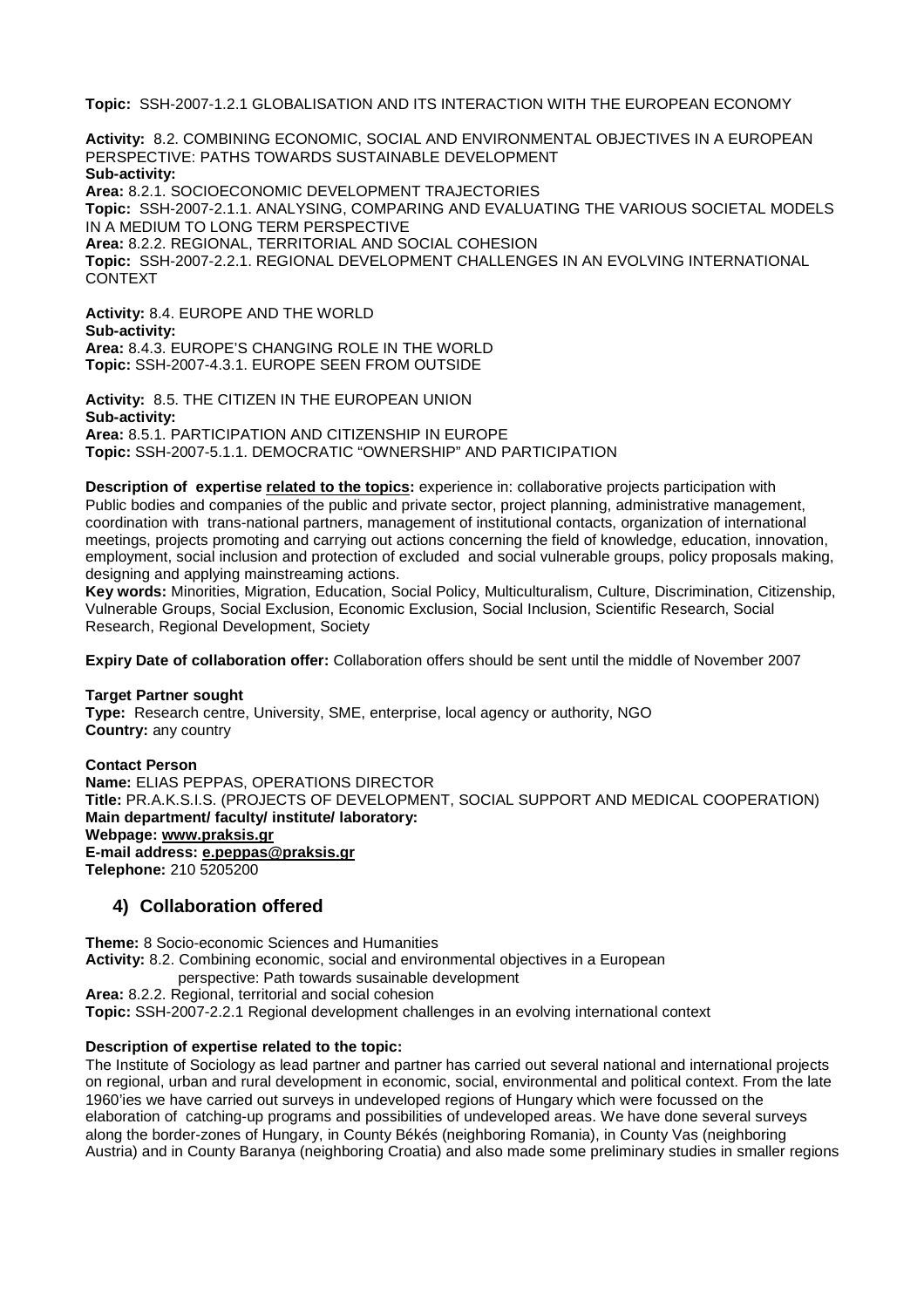**Topic:** SSH-2007-1.2.1 GLOBALISATION AND ITS INTERACTION WITH THE EUROPEAN ECONOMY

**Activity:** 8.2. COMBINING ECONOMIC, SOCIAL AND ENVIRONMENTAL OBJECTIVES IN A EUROPEAN PERSPECTIVE: PATHS TOWARDS SUSTAINABLE DEVELOPMENT
**Sub-activity:**
**Area:** 8.2.1. SOCIOECONOMIC DEVELOPMENT TRAJECTORIES
**Topic:** SSH-2007-2.1.1. ANALYSING, COMPARING AND EVALUATING THE VARIOUS SOCIETAL MODELS IN A MEDIUM TO LONG TERM PERSPECTIVE
**Area:** 8.2.2. REGIONAL, TERRITORIAL AND SOCIAL COHESION
**Topic:** SSH-2007-2.2.1. REGIONAL DEVELOPMENT CHALLENGES IN AN EVOLVING INTERNATIONAL CONTEXT

**Activity:** 8.4. EUROPE AND THE WORLD
**Sub-activity:**
**Area:** 8.4.3. EUROPE'S CHANGING ROLE IN THE WORLD
**Topic:** SSH-2007-4.3.1. EUROPE SEEN FROM OUTSIDE

**Activity:** 8.5. THE CITIZEN IN THE EUROPEAN UNION
**Sub-activity:**
**Area:** 8.5.1. PARTICIPATION AND CITIZENSHIP IN EUROPE
**Topic:** SSH-2007-5.1.1. DEMOCRATIC "OWNERSHIP" AND PARTICIPATION

**Description of expertise related to the topics:** experience in: collaborative projects participation with Public bodies and companies of the public and private sector, project planning, administrative management, coordination with trans-national partners, management of institutional contacts, organization of international meetings, projects promoting and carrying out actions concerning the field of knowledge, education, innovation, employment, social inclusion and protection of excluded and social vulnerable groups, policy proposals making, designing and applying mainstreaming actions.
**Key words:** Minorities, Migration, Education, Social Policy, Multiculturalism, Culture, Discrimination, Citizenship, Vulnerable Groups, Social Exclusion, Economic Exclusion, Social Inclusion, Scientific Research, Social Research, Regional Development, Society

**Expiry Date of collaboration offer:** Collaboration offers should be sent until the middle of November 2007

**Target Partner sought**
**Type:** Research centre, University, SME, enterprise, local agency or authority, NGO
**Country:** any country

**Contact Person**
**Name:** ELIAS PEPPAS, OPERATIONS DIRECTOR
**Title:** PR.A.K.S.I.S. (PROJECTS OF DEVELOPMENT, SOCIAL SUPPORT AND MEDICAL COOPERATION)
**Main department/ faculty/ institute/ laboratory:**
**Webpage:** www.praksis.gr
**E-mail address:** e.peppas@praksis.gr
**Telephone:** 210 5205200

## 4) Collaboration offered

**Theme:** 8 Socio-economic Sciences and Humanities
**Activity:** 8.2. Combining economic, social and environmental objectives in a European perspective: Path towards susainable development
**Area:** 8.2.2. Regional, territorial and social cohesion
**Topic:** SSH-2007-2.2.1 Regional development challenges in an evolving international context

**Description of expertise related to the topic:**
The Institute of Sociology as lead partner and partner has carried out several national and international projects on regional, urban and rural development in economic, social, environmental and political context. From the late 1960'ies we have carried out surveys in undeveloped regions of Hungary which were focussed on the elaboration of catching-up programs and possibilities of undeveloped areas. We have done several surveys along the border-zones of Hungary, in County Békés (neighboring Romania), in County Vas (neighboring Austria) and in County Baranya (neighboring Croatia) and also made some preliminary studies in smaller regions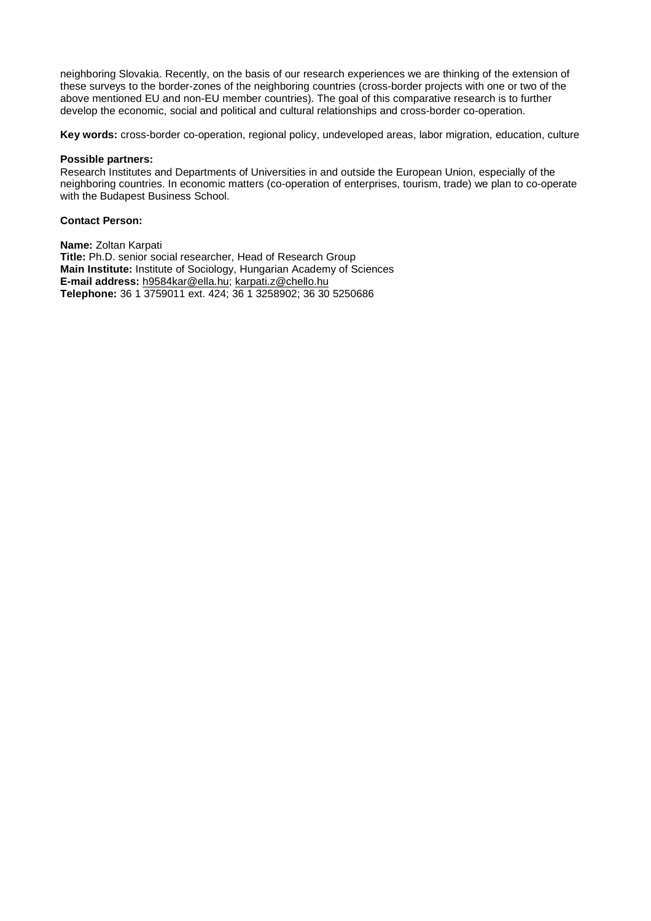neighboring Slovakia. Recently, on the basis of our research experiences we are thinking of the extension of these surveys to the border-zones of the neighboring countries (cross-border projects with one or two of the above mentioned EU and non-EU member countries). The goal of this comparative research is to further develop the economic, social and political and cultural relationships and cross-border co-operation.

**Key words:** cross-border co-operation, regional policy, undeveloped areas, labor migration, education, culture

**Possible partners:**
Research Institutes and Departments of Universities in and outside the European Union, especially of the neighboring countries. In economic matters (co-operation of enterprises, tourism, trade) we plan to co-operate with the Budapest Business School.

**Contact Person:**

**Name:** Zoltan Karpati
**Title:** Ph.D. senior social researcher, Head of Research Group
**Main Institute:** Institute of Sociology, Hungarian Academy of Sciences
**E-mail address:** h9584kar@ella.hu; karpati.z@chello.hu
**Telephone:** 36 1 3759011 ext. 424; 36 1 3258902; 36 30 5250686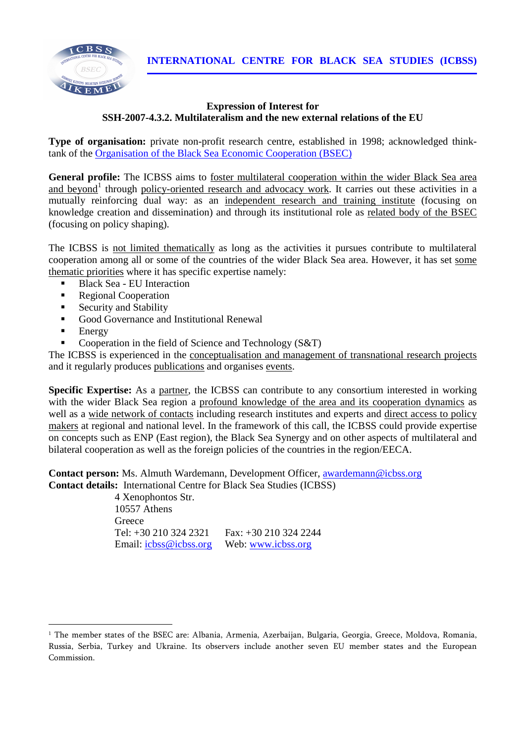**INTERNATIONAL CENTRE FOR BLACK SEA STUDIES (ICBSS)**

**Expression of Interest for**
**SSH-2007-4.3.2. Multilateralism and the new external relations of the EU**

**Type of organisation:** private non-profit research centre, established in 1998; acknowledged think-tank of the Organisation of the Black Sea Economic Cooperation (BSEC)

**General profile:** The ICBSS aims to foster multilateral cooperation within the wider Black Sea area and beyond[1] through policy-oriented research and advocacy work. It carries out these activities in a mutually reinforcing dual way: as an independent research and training institute (focusing on knowledge creation and dissemination) and through its institutional role as related body of the BSEC (focusing on policy shaping).

The ICBSS is not limited thematically as long as the activities it pursues contribute to multilateral cooperation among all or some of the countries of the wider Black Sea area. However, it has set some thematic priorities where it has specific expertise namely:

- Black Sea - EU Interaction
- Regional Cooperation
- Security and Stability
- Good Governance and Institutional Renewal
- Energy
- Cooperation in the field of Science and Technology (S&T)

The ICBSS is experienced in the conceptualisation and management of transnational research projects and it regularly produces publications and organises events.

**Specific Expertise:** As a partner, the ICBSS can contribute to any consortium interested in working with the wider Black Sea region a profound knowledge of the area and its cooperation dynamics as well as a wide network of contacts including research institutes and experts and direct access to policy makers at regional and national level. In the framework of this call, the ICBSS could provide expertise on concepts such as ENP (East region), the Black Sea Synergy and on other aspects of multilateral and bilateral cooperation as well as the foreign policies of the countries in the region/EECA.

**Contact person:** Ms. Almuth Wardemann, Development Officer, awardemann@icbss.org
**Contact details:** International Centre for Black Sea Studies (ICBSS)
4 Xenophontos Str.
10557 Athens
Greece
Tel: +30 210 324 2321 Fax: +30 210 324 2244
Email: icbss@icbss.org Web: www.icbss.org

---

[1] The member states of the BSEC are: Albania, Armenia, Azerbaijan, Bulgaria, Georgia, Greece, Moldova, Romania, Russia, Serbia, Turkey and Ukraine. Its observers include another seven EU member states and the European Commission.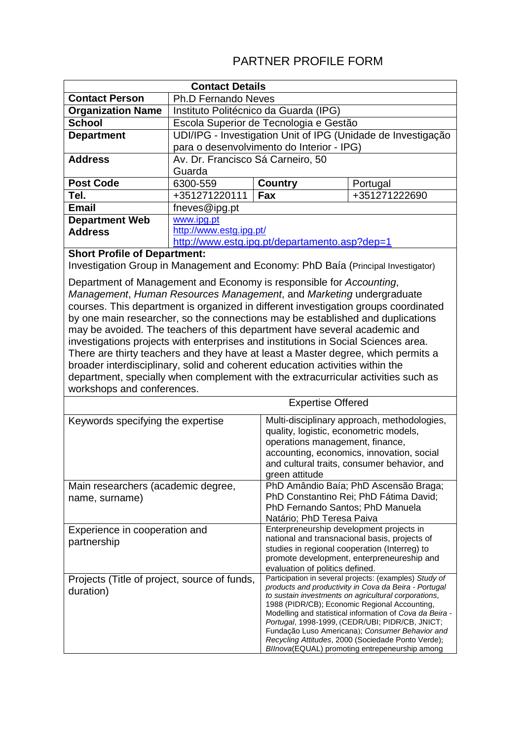# PARTNER PROFILE FORM

| Contact Details | | | |
|---|---|---|---|
| **Contact Person** | Ph.D Fernando Neves | | |
| **Organization Name** | Instituto Politécnico da Guarda (IPG) | | |
| **School** | Escola Superior de Tecnologia e Gestão | | |
| **Department** | UDI/IPG - Investigation Unit of IPG (Unidade de Investigação para o desenvolvimento do Interior - IPG) | | |
| **Address** | Av. Dr. Francisco Sá Carneiro, 50 Guarda | | |
| **Post Code** | 6300-559 | **Country** | Portugal |
| **Tel.** | +351271220111 | **Fax** | +351271222690 |
| **Email** | fneves@ipg.pt | | |
| **Department Web Address** | www.ipg.pt<br>http://www.estg.ipg.pt/<br>http://www.estg.ipg.pt/departamento.asp?dep=1 | | |

**Short Profile of Department:**

Investigation Group in Management and Economy: PhD Baía (Principal Investigator)

Department of Management and Economy is responsible for *Accounting*, *Management*, *Human Resources Management*, and *Marketing* undergraduate courses. This department is organized in different investigation groups coordinated by one main researcher, so the connections may be established and duplications may be avoided. The teachers of this department have several academic and investigations projects with enterprises and institutions in Social Sciences area. There are thirty teachers and they have at least a Master degree, which permits a broader interdisciplinary, solid and coherent education activities within the department, specially when complement with the extracurricular activities such as workshops and conferences.

| Expertise Offered | |
|---|---|
| Keywords specifying the expertise | Multi-disciplinary approach, methodologies, quality, logistic, econometric models, operations management, finance, accounting, economics, innovation, social and cultural traits, consumer behavior, and green attitude |
| Main researchers (academic degree, name, surname) | PhD Amândio Baía; PhD Ascensão Braga; PhD Constantino Rei; PhD Fátima David; PhD Fernando Santos; PhD Manuela Natário; PhD Teresa Paiva |
| Experience in cooperation and partnership | Entrepreneurship development projects in national and transnacional basis, projects of studies in regional cooperation (Interreg) to promote development, enterpreneurship and evaluation of politics defined. |
| Projects (Title of project, source of funds, duration) | Participation in several projects: (examples) *Study of products and productivity in Cova da Beira - Portugal to sustain investments on agricultural corporations*, 1988 (PIDR/CB); Economic Regional Accounting, Modelling and statistical information of *Cova da Beira - Portugal*, 1998-1999, (CEDR/UBI; PIDR/CB, JNICT; Fundação Luso Americana); *Consumer Behavior and Recycling Attitudes*, 2000 (Sociedade Ponto Verde); *BIInova*(EQUAL) promoting entrepeneurship among |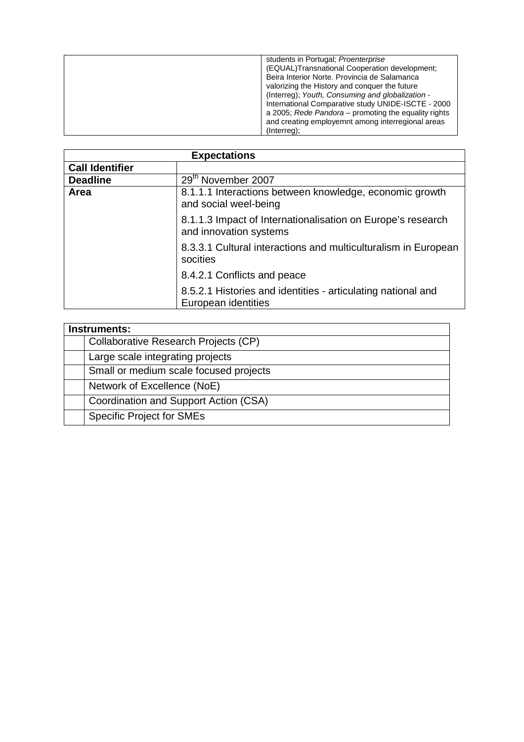|  | students in Portugal; *Proenterprise* (EQUAL)Transnational Cooperation development; Beira Interior Norte. Provincia de Salamanca valorizing the History and conquer the future (Interreg); *Youth, Consuming and globalization* - International Comparative study UNIDE-ISCTE - 2000 a 2005; *Rede Pandora* – promoting the equality rights and creating employemnt among interregional areas (Interreg); |
|---|---|

| **Expectations** | |
|---|---|
| **Call Identifier** | |
| **Deadline** | 29th November 2007 |
| **Area** | 8.1.1.1 Interactions between knowledge, economic growth and social weel-being |
| | 8.1.1.3 Impact of Internationalisation on Europe's research and innovation systems |
| | 8.3.3.1 Cultural interactions and multiculturalism in European socities |
| | 8.4.2.1 Conflicts and peace |
| | 8.5.2.1 Histories and identities - articulating national and European identities |

| **Instruments:** | |
|---|---|
| | Collaborative Research Projects (CP) |
| | Large scale integrating projects |
| | Small or medium scale focused projects |
| | Network of Excellence (NoE) |
| | Coordination and Support Action (CSA) |
| | Specific Project for SMEs |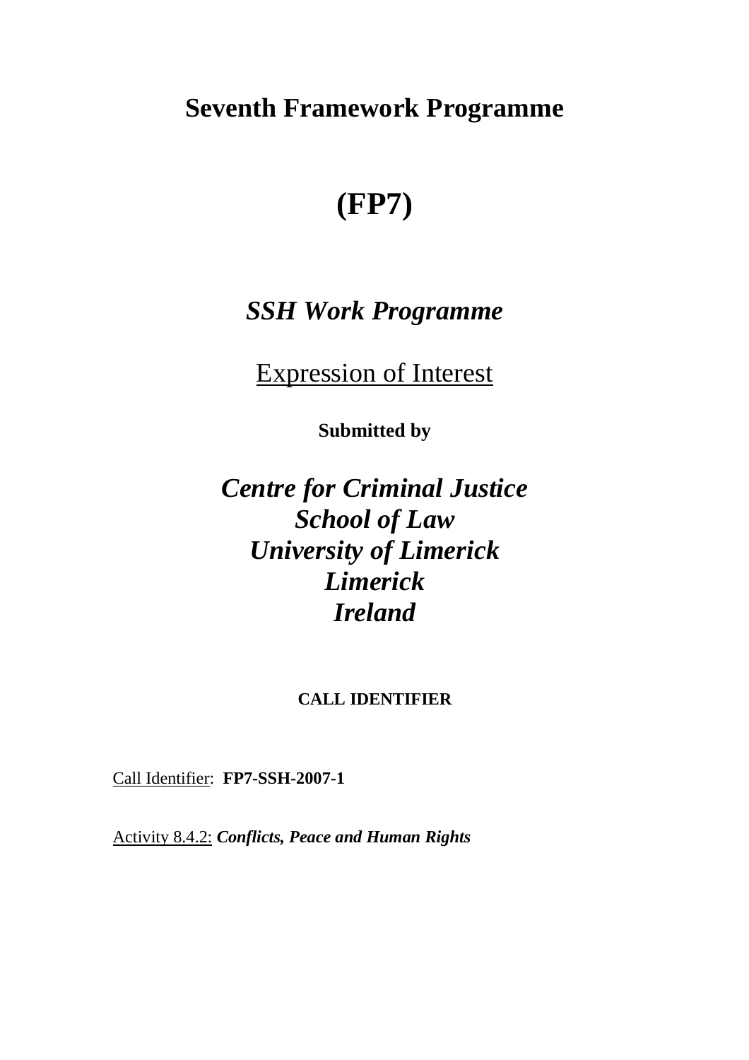# Seventh Framework Programme

# (FP7)

## *SSH Work Programme*

Expression of Interest

**Submitted by**

## *Centre for Criminal Justice*
## *School of Law*
## *University of Limerick*
## *Limerick*
## *Ireland*

**CALL IDENTIFIER**

Call Identifier: **FP7-SSH-2007-1**

Activity 8.4.2: ***Conflicts, Peace and Human Rights***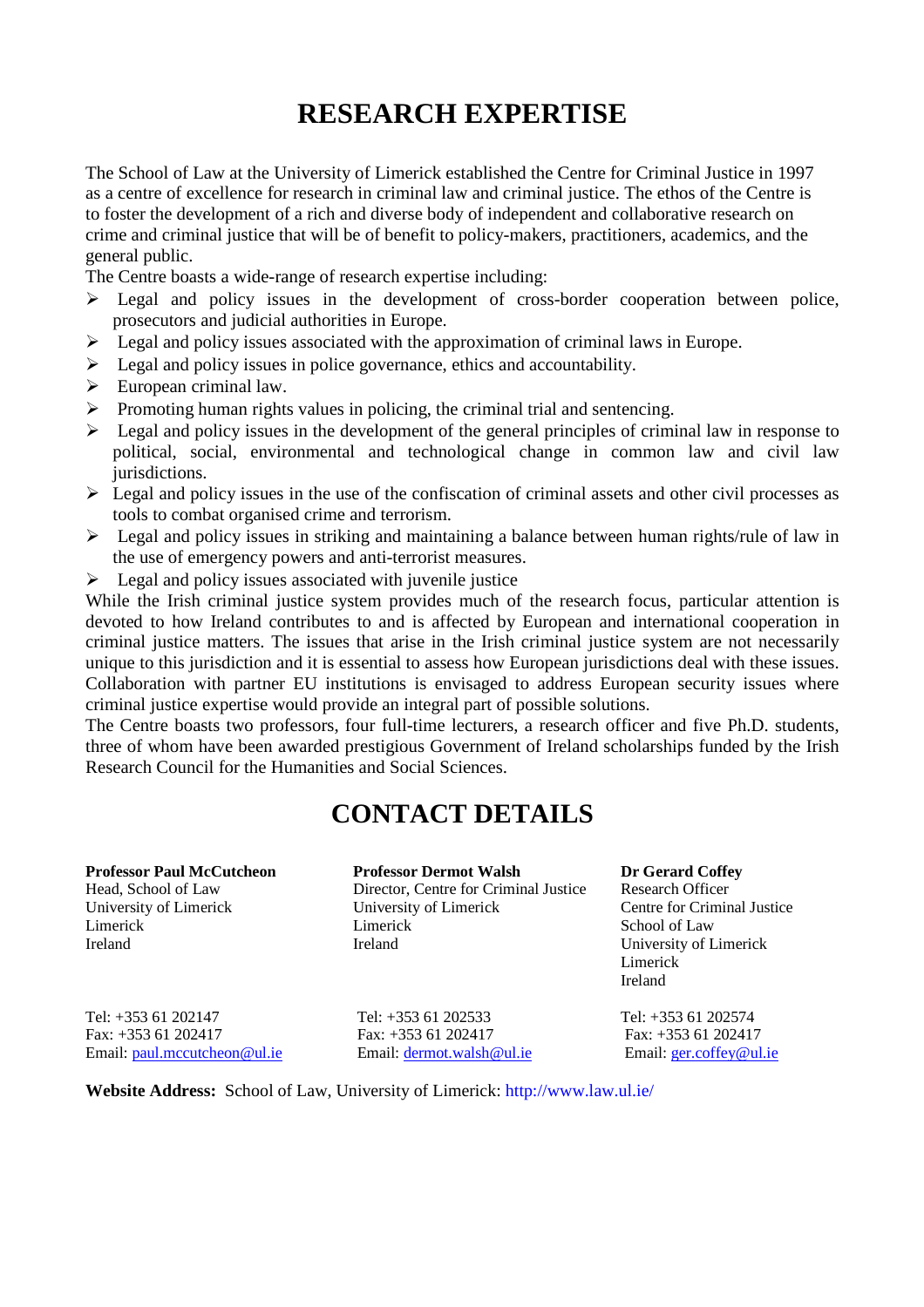# RESEARCH EXPERTISE

The School of Law at the University of Limerick established the Centre for Criminal Justice in 1997 as a centre of excellence for research in criminal law and criminal justice. The ethos of the Centre is to foster the development of a rich and diverse body of independent and collaborative research on crime and criminal justice that will be of benefit to policy-makers, practitioners, academics, and the general public.

The Centre boasts a wide-range of research expertise including:

- Legal and policy issues in the development of cross-border cooperation between police, prosecutors and judicial authorities in Europe.
- Legal and policy issues associated with the approximation of criminal laws in Europe.
- Legal and policy issues in police governance, ethics and accountability.
- European criminal law.
- Promoting human rights values in policing, the criminal trial and sentencing.
- Legal and policy issues in the development of the general principles of criminal law in response to political, social, environmental and technological change in common law and civil law jurisdictions.
- Legal and policy issues in the use of the confiscation of criminal assets and other civil processes as tools to combat organised crime and terrorism.
- Legal and policy issues in striking and maintaining a balance between human rights/rule of law in the use of emergency powers and anti-terrorist measures.
- Legal and policy issues associated with juvenile justice

While the Irish criminal justice system provides much of the research focus, particular attention is devoted to how Ireland contributes to and is affected by European and international cooperation in criminal justice matters. The issues that arise in the Irish criminal justice system are not necessarily unique to this jurisdiction and it is essential to assess how European jurisdictions deal with these issues. Collaboration with partner EU institutions is envisaged to address European security issues where criminal justice expertise would provide an integral part of possible solutions.

The Centre boasts two professors, four full-time lecturers, a research officer and five Ph.D. students, three of whom have been awarded prestigious Government of Ireland scholarships funded by the Irish Research Council for the Humanities and Social Sciences.

# CONTACT DETAILS

**Professor Paul McCutcheon**
Head, School of Law
University of Limerick
Limerick
Ireland

Tel: +353 61 202147
Fax: +353 61 202417
Email: paul.mccutcheon@ul.ie

**Professor Dermot Walsh**
Director, Centre for Criminal Justice
University of Limerick
Limerick
Ireland

Tel: +353 61 202533
Fax: +353 61 202417
Email: dermot.walsh@ul.ie

**Dr Gerard Coffey**
Research Officer
Centre for Criminal Justice
School of Law
University of Limerick
Limerick
Ireland

Tel: +353 61 202574
Fax: +353 61 202417
Email: ger.coffey@ul.ie

**Website Address:** School of Law, University of Limerick: http://www.law.ul.ie/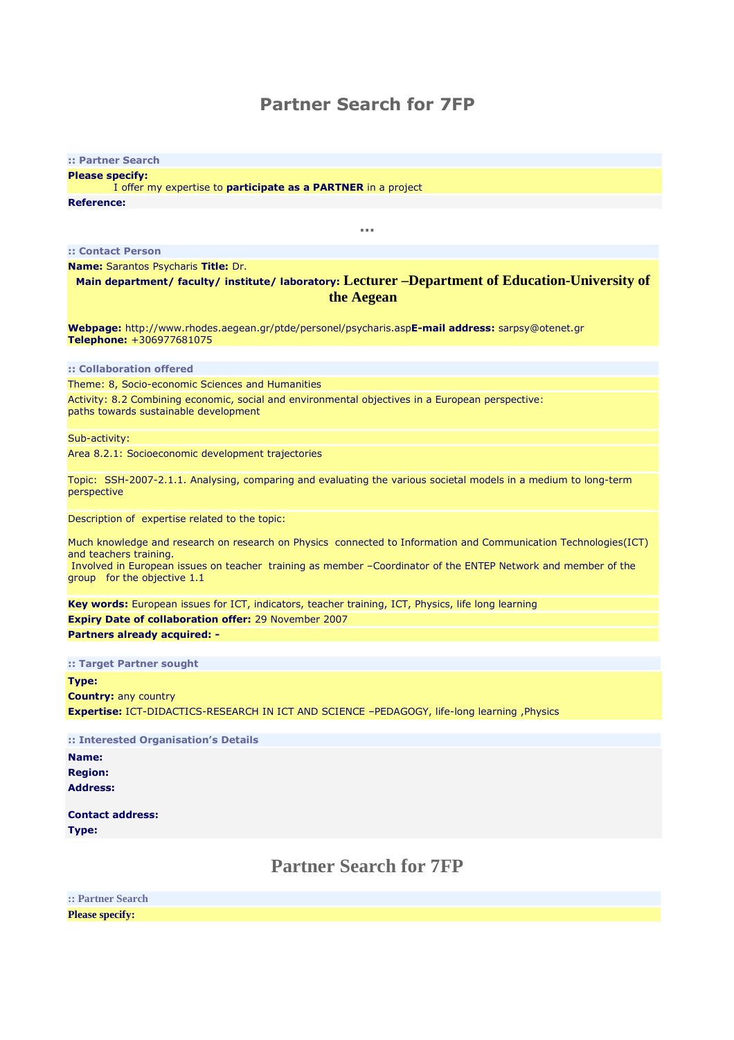# Partner Search for 7FP

**:: Partner Search**

**Please specify:**

I offer my expertise to **participate as a PARTNER** in a project

**Reference:**

...

**:: Contact Person**

**Name:** Sarantos Psycharis **Title:** Dr.

**Main department/ faculty/ institute/ laboratory:** **Lecturer –Department of Education-University of the Aegean**

**Webpage:** http://www.rhodes.aegean.gr/ptde/personel/psycharis.asp**E-mail address:** sarpsy@otenet.gr
**Telephone:** +306977681075

**:: Collaboration offered**

Theme: 8, Socio-economic Sciences and Humanities

Activity: 8.2 Combining economic, social and environmental objectives in a European perspective: paths towards sustainable development

Sub-activity:

Area 8.2.1: Socioeconomic development trajectories

Topic: SSH-2007-2.1.1. Analysing, comparing and evaluating the various societal models in a medium to long-term perspective

Description of expertise related to the topic:

Much knowledge and research on research on Physics connected to Information and Communication Technologies(ICT) and teachers training.
Involved in European issues on teacher training as member –Coordinator of the ENTEP Network and member of the group for the objective 1.1

**Key words:** European issues for ICT, indicators, teacher training, ICT, Physics, life long learning

**Expiry Date of collaboration offer:** 29 November 2007

**Partners already acquired: -**

**:: Target Partner sought**

**Type:**

**Country:** any country

**Expertise:** ICT-DIDACTICS-RESEARCH IN ICT AND SCIENCE –PEDAGOGY, life-long learning ,Physics

**:: Interested Organisation's Details**

**Name:**

**Region:**

**Address:**

**Contact address:**

**Type:**

# Partner Search for 7FP

**:: Partner Search**

**Please specify:**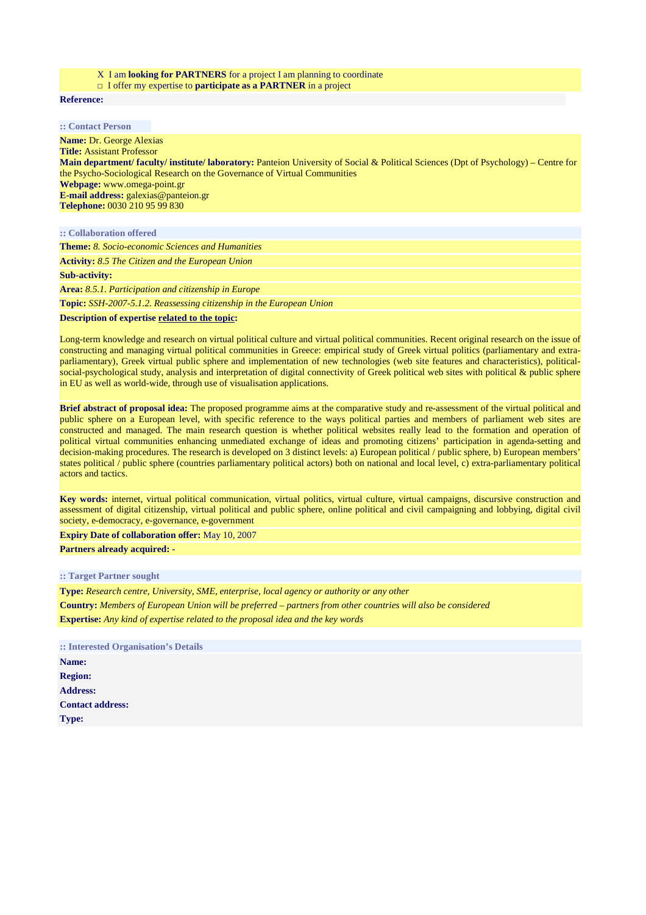X I am **looking for PARTNERS** for a project I am planning to coordinate
□ I offer my expertise to **participate as a PARTNER** in a project

**Reference:**

**:: Contact Person**

**Name:** Dr. George Alexias
**Title:** Assistant Professor
**Main department/ faculty/ institute/ laboratory:** Panteion University of Social & Political Sciences (Dpt of Psychology) – Centre for the Psycho-Sociological Research on the Governance of Virtual Communities
**Webpage:** www.omega-point.gr
**E-mail address:** galexias@panteion.gr
**Telephone:** 0030 210 95 99 830

**:: Collaboration offered**

**Theme:** *8. Socio-economic Sciences and Humanities*

**Activity:** *8.5 The Citizen and the European Union*

**Sub-activity:**

**Area:** *8.5.1. Participation and citizenship in Europe*

**Topic:** *SSH-2007-5.1.2. Reassessing citizenship in the European Union*

**Description of expertise related to the topic:**

Long-term knowledge and research on virtual political culture and virtual political communities. Recent original research on the issue of constructing and managing virtual political communities in Greece: empirical study of Greek virtual politics (parliamentary and extra-parliamentary), Greek virtual public sphere and implementation of new technologies (web site features and characteristics), political-social-psychological study, analysis and interpretation of digital connectivity of Greek political web sites with political & public sphere in EU as well as world-wide, through use of visualisation applications.

**Brief abstract of proposal idea:** The proposed programme aims at the comparative study and re-assessment of the virtual political and public sphere on a European level, with specific reference to the ways political parties and members of parliament web sites are constructed and managed. The main research question is whether political websites really lead to the formation and operation of political virtual communities enhancing unmediated exchange of ideas and promoting citizens' participation in agenda-setting and decision-making procedures. The research is developed on 3 distinct levels: a) European political / public sphere, b) European members' states political / public sphere (countries parliamentary political actors) both on national and local level, c) extra-parliamentary political actors and tactics.

**Key words:** internet, virtual political communication, virtual politics, virtual culture, virtual campaigns, discursive construction and assessment of digital citizenship, virtual political and public sphere, online political and civil campaigning and lobbying, digital civil society, e-democracy, e-governance, e-government

**Expiry Date of collaboration offer:** May 10, 2007

**Partners already acquired:** -

**:: Target Partner sought**

**Type:** *Research centre, University, SME, enterprise, local agency or authority or any other*

**Country:** *Members of European Union will be preferred – partners from other countries will also be considered*

**Expertise:** *Any kind of expertise related to the proposal idea and the key words*

**:: Interested Organisation's Details**

**Name:**

**Region:**

**Address:**

**Contact address:**

**Type:**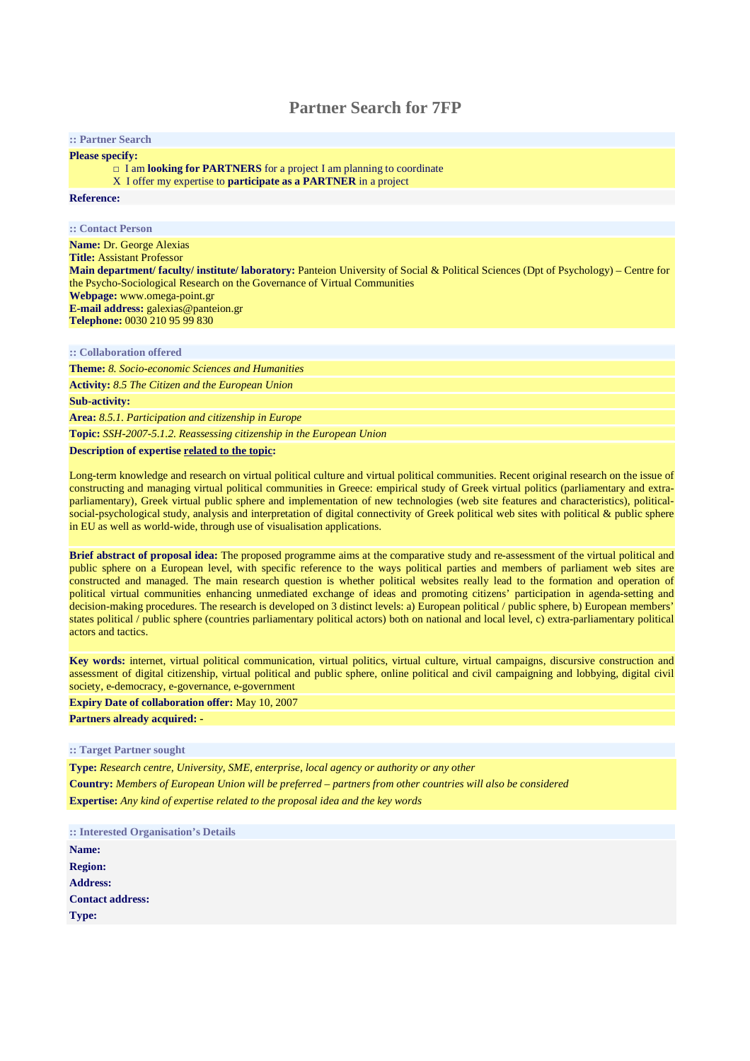# Partner Search for 7FP

**:: Partner Search**

**Please specify:**

- □ I am **looking for PARTNERS** for a project I am planning to coordinate
- X I offer my expertise to **participate as a PARTNER** in a project

**Reference:**

**:: Contact Person**

**Name:** Dr. George Alexias
**Title:** Assistant Professor
**Main department/ faculty/ institute/ laboratory:** Panteion University of Social & Political Sciences (Dpt of Psychology) – Centre for the Psycho-Sociological Research on the Governance of Virtual Communities
**Webpage:** www.omega-point.gr
**E-mail address:** galexias@panteion.gr
**Telephone:** 0030 210 95 99 830

**:: Collaboration offered**

**Theme:** *8. Socio-economic Sciences and Humanities*

**Activity:** *8.5 The Citizen and the European Union*

**Sub-activity:**

**Area:** *8.5.1. Participation and citizenship in Europe*

**Topic:** *SSH-2007-5.1.2. Reassessing citizenship in the European Union*

**Description of expertise related to the topic:**

Long-term knowledge and research on virtual political culture and virtual political communities. Recent original research on the issue of constructing and managing virtual political communities in Greece: empirical study of Greek virtual politics (parliamentary and extra-parliamentary), Greek virtual public sphere and implementation of new technologies (web site features and characteristics), political-social-psychological study, analysis and interpretation of digital connectivity of Greek political web sites with political & public sphere in EU as well as world-wide, through use of visualisation applications.

**Brief abstract of proposal idea:** The proposed programme aims at the comparative study and re-assessment of the virtual political and public sphere on a European level, with specific reference to the ways political parties and members of parliament web sites are constructed and managed. The main research question is whether political websites really lead to the formation and operation of political virtual communities enhancing unmediated exchange of ideas and promoting citizens' participation in agenda-setting and decision-making procedures. The research is developed on 3 distinct levels: a) European political / public sphere, b) European members' states political / public sphere (countries parliamentary political actors) both on national and local level, c) extra-parliamentary political actors and tactics.

**Key words:** internet, virtual political communication, virtual politics, virtual culture, virtual campaigns, discursive construction and assessment of digital citizenship, virtual political and public sphere, online political and civil campaigning and lobbying, digital civil society, e-democracy, e-governance, e-government

**Expiry Date of collaboration offer:** May 10, 2007

**Partners already acquired: -**

**:: Target Partner sought**

**Type:** *Research centre, University, SME, enterprise, local agency or authority or any other*

**Country:** *Members of European Union will be preferred – partners from other countries will also be considered*

**Expertise:** *Any kind of expertise related to the proposal idea and the key words*

**:: Interested Organisation's Details**

**Name:**
**Region:**
**Address:**
**Contact address:**
**Type:**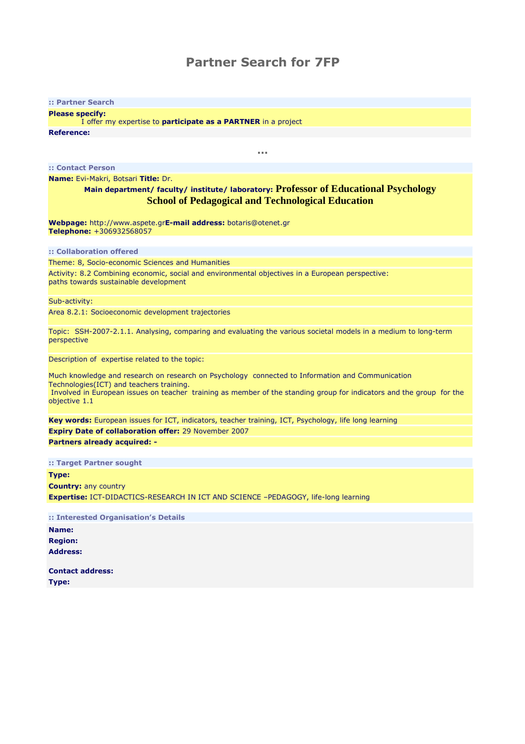# Partner Search for 7FP

**:: Partner Search**

**Please specify:**
I offer my expertise to **participate as a PARTNER** in a project

**Reference:**

...

**:: Contact Person**

**Name:** Evi-Makri, Botsari **Title:** Dr.

**Main department/ faculty/ institute/ laboratory:** **Professor of Educational Psychology School of Pedagogical and Technological Education**

**Webpage:** http://www.aspete.gr**E-mail address:** botaris@otenet.gr
**Telephone:** +306932568057

**:: Collaboration offered**

Theme: 8, Socio-economic Sciences and Humanities

Activity: 8.2 Combining economic, social and environmental objectives in a European perspective: paths towards sustainable development

Sub-activity:

Area 8.2.1: Socioeconomic development trajectories

Topic: SSH-2007-2.1.1. Analysing, comparing and evaluating the various societal models in a medium to long-term perspective

Description of expertise related to the topic:

Much knowledge and research on research on Psychology connected to Information and Communication Technologies(ICT) and teachers training.
Involved in European issues on teacher training as member of the standing group for indicators and the group for the objective 1.1

**Key words:** European issues for ICT, indicators, teacher training, ICT, Psychology, life long learning

**Expiry Date of collaboration offer:** 29 November 2007

**Partners already acquired: -**

**:: Target Partner sought**

**Type:**

**Country:** any country

**Expertise:** ICT-DIDACTICS-RESEARCH IN ICT AND SCIENCE –PEDAGOGY, life-long learning

**:: Interested Organisation's Details**

**Name:**
**Region:**
**Address:**

**Contact address:**
**Type:**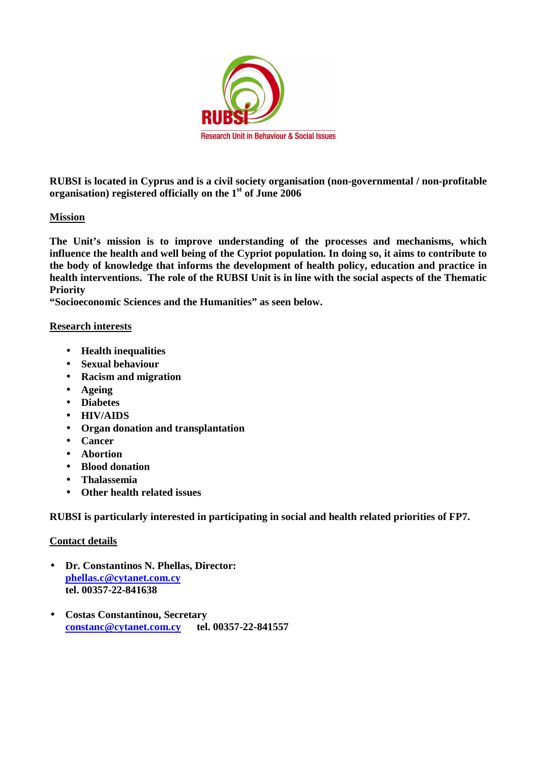RUBSI

Research Unit in Behaviour & Social Issues

**RUBSI is located in Cyprus and is a civil society organisation (non-governmental / non-profitable organisation) registered officially on the 1st of June 2006**

**Mission**

**The Unit's mission is to improve understanding of the processes and mechanisms, which influence the health and well being of the Cypriot population. In doing so, it aims to contribute to the body of knowledge that informs the development of health policy, education and practice in health interventions. The role of the RUBSI Unit is in line with the social aspects of the Thematic Priority**
**"Socioeconomic Sciences and the Humanities" as seen below.**

**Research interests**

- **Health inequalities**
- **Sexual behaviour**
- **Racism and migration**
- **Ageing**
- **Diabetes**
- **HIV/AIDS**
- **Organ donation and transplantation**
- **Cancer**
- **Abortion**
- **Blood donation**
- **Thalassemia**
- **Other health related issues**

**RUBSI is particularly interested in participating in social and health related priorities of FP7.**

**Contact details**

- **Dr. Constantinos N. Phellas, Director:**
  **phellas.c@cytanet.com.cy**
  **tel. 00357-22-841638**

- **Costas Constantinou, Secretary**
  **constanc@cytanet.com.cy** **tel. 00357-22-841557**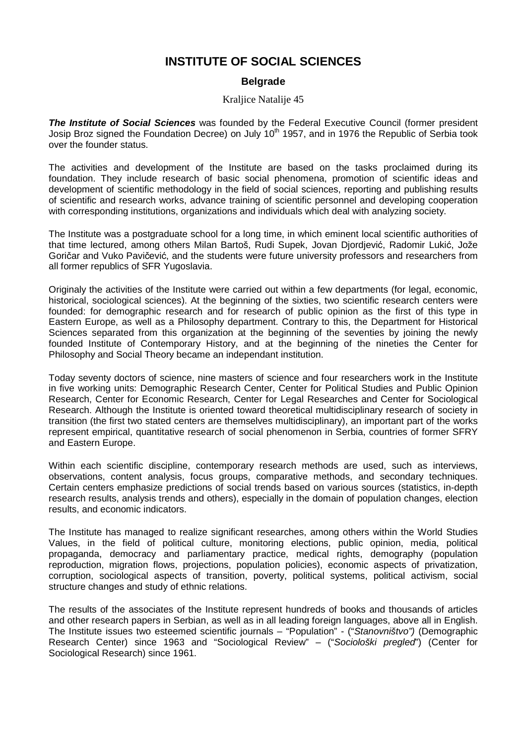# INSTITUTE OF SOCIAL SCIENCES

### Belgrade

Kraljice Natalije 45

***The Institute of Social Sciences*** was founded by the Federal Executive Council (former president Josip Broz signed the Foundation Decree) on July 10th 1957, and in 1976 the Republic of Serbia took over the founder status.

The activities and development of the Institute are based on the tasks proclaimed during its foundation. They include research of basic social phenomena, promotion of scientific ideas and development of scientific methodology in the field of social sciences, reporting and publishing results of scientific and research works, advance training of scientific personnel and developing cooperation with corresponding institutions, organizations and individuals which deal with analyzing society.

The Institute was a postgraduate school for a long time, in which eminent local scientific authorities of that time lectured, among others Milan Bartoš, Rudi Supek, Jovan Djordjević, Radomir Lukić, Jože Goričar and Vuko Pavičević, and the students were future university professors and researchers from all former republics of SFR Yugoslavia.

Originaly the activities of the Institute were carried out within a few departments (for legal, economic, historical, sociological sciences). At the beginning of the sixties, two scientific research centers were founded: for demographic research and for research of public opinion as the first of this type in Eastern Europe, as well as a Philosophy department. Contrary to this, the Department for Historical Sciences separated from this organization at the beginning of the seventies by joining the newly founded Institute of Contemporary History, and at the beginning of the nineties the Center for Philosophy and Social Theory became an independant institution.

Today seventy doctors of science, nine masters of science and four researchers work in the Institute in five working units: Demographic Research Center, Center for Political Studies and Public Opinion Research, Center for Economic Research, Center for Legal Researches and Center for Sociological Research. Although the Institute is oriented toward theoretical multidisciplinary research of society in transition (the first two stated centers are themselves multidisciplinary), an important part of the works represent empirical, quantitative research of social phenomenon in Serbia, countries of former SFRY and Eastern Europe.

Within each scientific discipline, contemporary research methods are used, such as interviews, observations, content analysis, focus groups, comparative methods, and secondary techniques. Certain centers emphasize predictions of social trends based on various sources (statistics, in-depth research results, analysis trends and others), especially in the domain of population changes, election results, and economic indicators.

The Institute has managed to realize significant researches, among others within the World Studies Values, in the field of political culture, monitoring elections, public opinion, media, political propaganda, democracy and parliamentary practice, medical rights, demography (population reproduction, migration flows, projections, population policies), economic aspects of privatization, corruption, sociological aspects of transition, poverty, political systems, political activism, social structure changes and study of ethnic relations.

The results of the associates of the Institute represent hundreds of books and thousands of articles and other research papers in Serbian, as well as in all leading foreign languages, above all in English. The Institute issues two esteemed scientific journals – "Population" - ("*Stanovništvo")* (Demographic Research Center) since 1963 and "Sociological Review" – ("*Sociološki pregled*") (Center for Sociological Research) since 1961.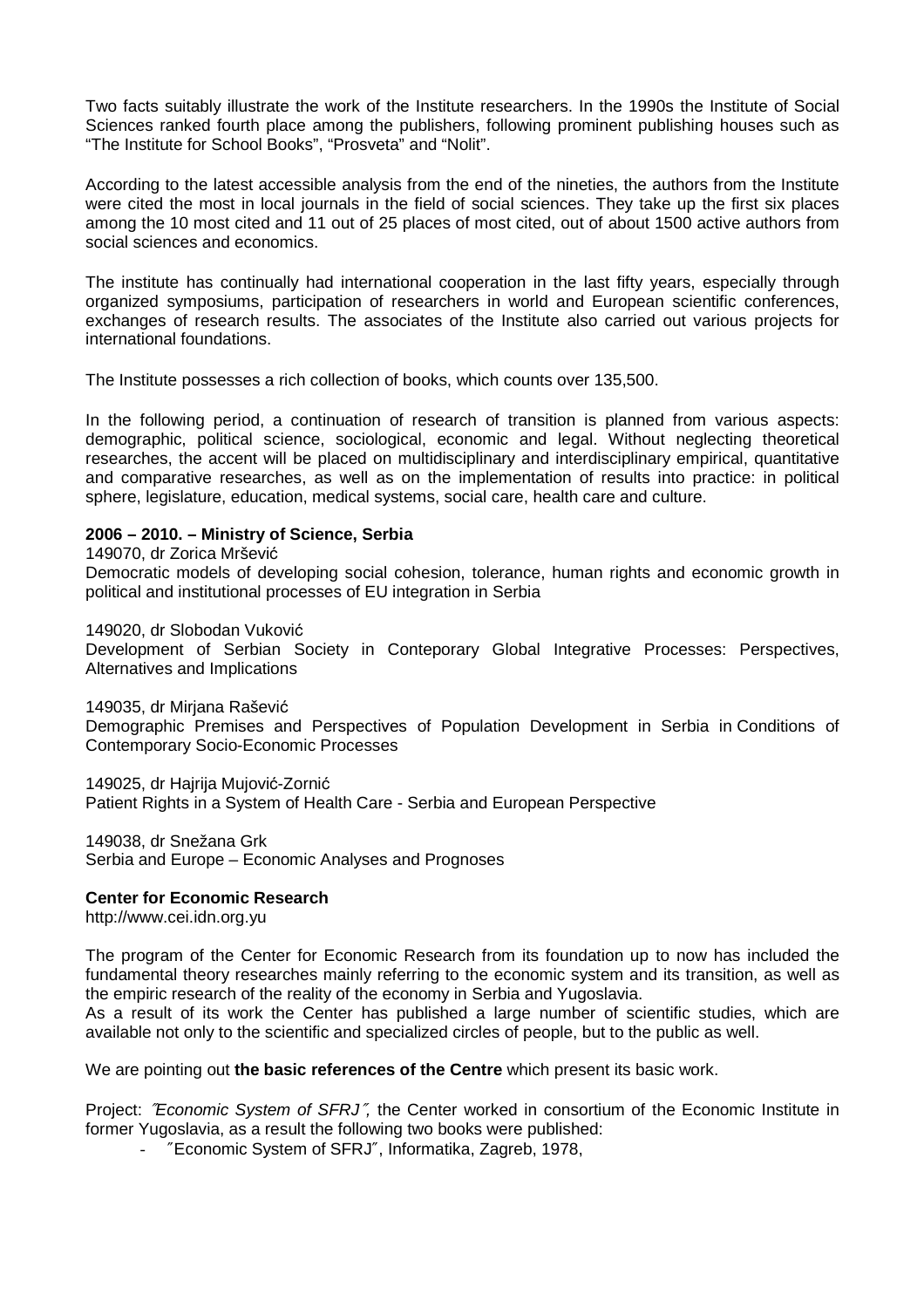Two facts suitably illustrate the work of the Institute researchers. In the 1990s the Institute of Social Sciences ranked fourth place among the publishers, following prominent publishing houses such as "The Institute for School Books", "Prosveta" and "Nolit".

According to the latest accessible analysis from the end of the nineties, the authors from the Institute were cited the most in local journals in the field of social sciences. They take up the first six places among the 10 most cited and 11 out of 25 places of most cited, out of about 1500 active authors from social sciences and economics.

The institute has continually had international cooperation in the last fifty years, especially through organized symposiums, participation of researchers in world and European scientific conferences, exchanges of research results. The associates of the Institute also carried out various projects for international foundations.

The Institute possesses a rich collection of books, which counts over 135,500.

In the following period, a continuation of research of transition is planned from various aspects: demographic, political science, sociological, economic and legal. Without neglecting theoretical researches, the accent will be placed on multidisciplinary and interdisciplinary empirical, quantitative and comparative researches, as well as on the implementation of results into practice: in political sphere, legislature, education, medical systems, social care, health care and culture.

**2006 – 2010. – Ministry of Science, Serbia**

149070, dr Zorica Mršević
Democratic models of developing social cohesion, tolerance, human rights and economic growth in political and institutional processes of EU integration in Serbia

149020, dr Slobodan Vuković
Development of Serbian Society in Conteporary Global Integrative Processes: Perspectives, Alternatives and Implications

149035, dr Mirjana Rašević
Demographic Premises and Perspectives of Population Development in Serbia in Conditions of Contemporary Socio-Economic Processes

149025, dr Hajrija Mujović-Zornić
Patient Rights in a System of Health Care - Serbia and European Perspective

149038, dr Snežana Grk
Serbia and Europe – Economic Analyses and Prognoses

**Center for Economic Research**

http://www.cei.idn.org.yu

The program of the Center for Economic Research from its foundation up to now has included the fundamental theory researches mainly referring to the economic system and its transition, as well as the empiric research of the reality of the economy in Serbia and Yugoslavia.
As a result of its work the Center has published a large number of scientific studies, which are available not only to the scientific and specialized circles of people, but to the public as well.

We are pointing out **the basic references of the Centre** which present its basic work.

Project: *″Economic System of SFRJ″,* the Center worked in consortium of the Economic Institute in former Yugoslavia, as a result the following two books were published:

- ″Economic System of SFRJ″, Informatika, Zagreb, 1978,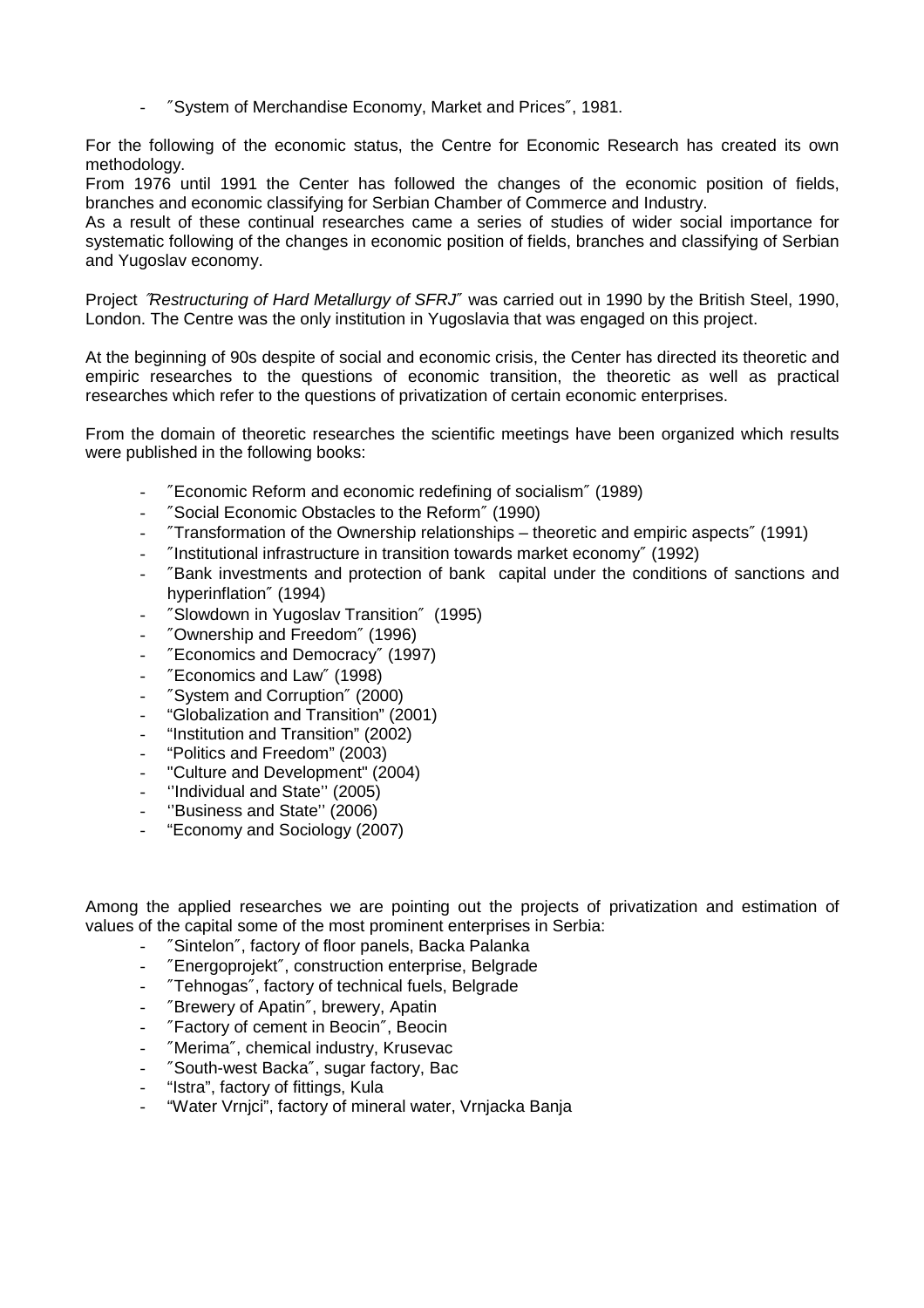- ˝System of Merchandise Economy, Market and Prices˝, 1981.

For the following of the economic status, the Centre for Economic Research has created its own methodology.
From 1976 until 1991 the Center has followed the changes of the economic position of fields, branches and economic classifying for Serbian Chamber of Commerce and Industry.
As a result of these continual researches came a series of studies of wider social importance for systematic following of the changes in economic position of fields, branches and classifying of Serbian and Yugoslav economy.

Project ˝*Restructuring of Hard Metallurgy of SFRJ*˝ was carried out in 1990 by the British Steel, 1990, London. The Centre was the only institution in Yugoslavia that was engaged on this project.

At the beginning of 90s despite of social and economic crisis, the Center has directed its theoretic and empiric researches to the questions of economic transition, the theoretic as well as practical researches which refer to the questions of privatization of certain economic enterprises.

From the domain of theoretic researches the scientific meetings have been organized which results were published in the following books:

- ˝Economic Reform and economic redefining of socialism˝ (1989)
- ˝Social Economic Obstacles to the Reform˝ (1990)
- ˝Transformation of the Ownership relationships – theoretic and empiric aspects˝ (1991)
- ˝Institutional infrastructure in transition towards market economy˝ (1992)
- ˝Bank investments and protection of bank capital under the conditions of sanctions and hyperinflation˝ (1994)
- ˝Slowdown in Yugoslav Transition˝ (1995)
- ˝Ownership and Freedom˝ (1996)
- ˝Economics and Democracy˝ (1997)
- ˝Economics and Law˝ (1998)
- ˝System and Corruption˝ (2000)
- "Globalization and Transition" (2001)
- "Institution and Transition" (2002)
- "Politics and Freedom" (2003)
- "Culture and Development" (2004)
- ''Individual and State'' (2005)
- ''Business and State'' (2006)
- "Economy and Sociology (2007)

Among the applied researches we are pointing out the projects of privatization and estimation of values of the capital some of the most prominent enterprises in Serbia:

- ˝Sintelon˝, factory of floor panels, Backa Palanka
- ˝Energoprojekt˝, construction enterprise, Belgrade
- ˝Tehnogas˝, factory of technical fuels, Belgrade
- ˝Brewery of Apatin˝, brewery, Apatin
- ˝Factory of cement in Beocin˝, Beocin
- ˝Merima˝, chemical industry, Krusevac
- ˝South-west Backa˝, sugar factory, Bac
- "Istra", factory of fittings, Kula
- "Water Vrnjci", factory of mineral water, Vrnjacka Banja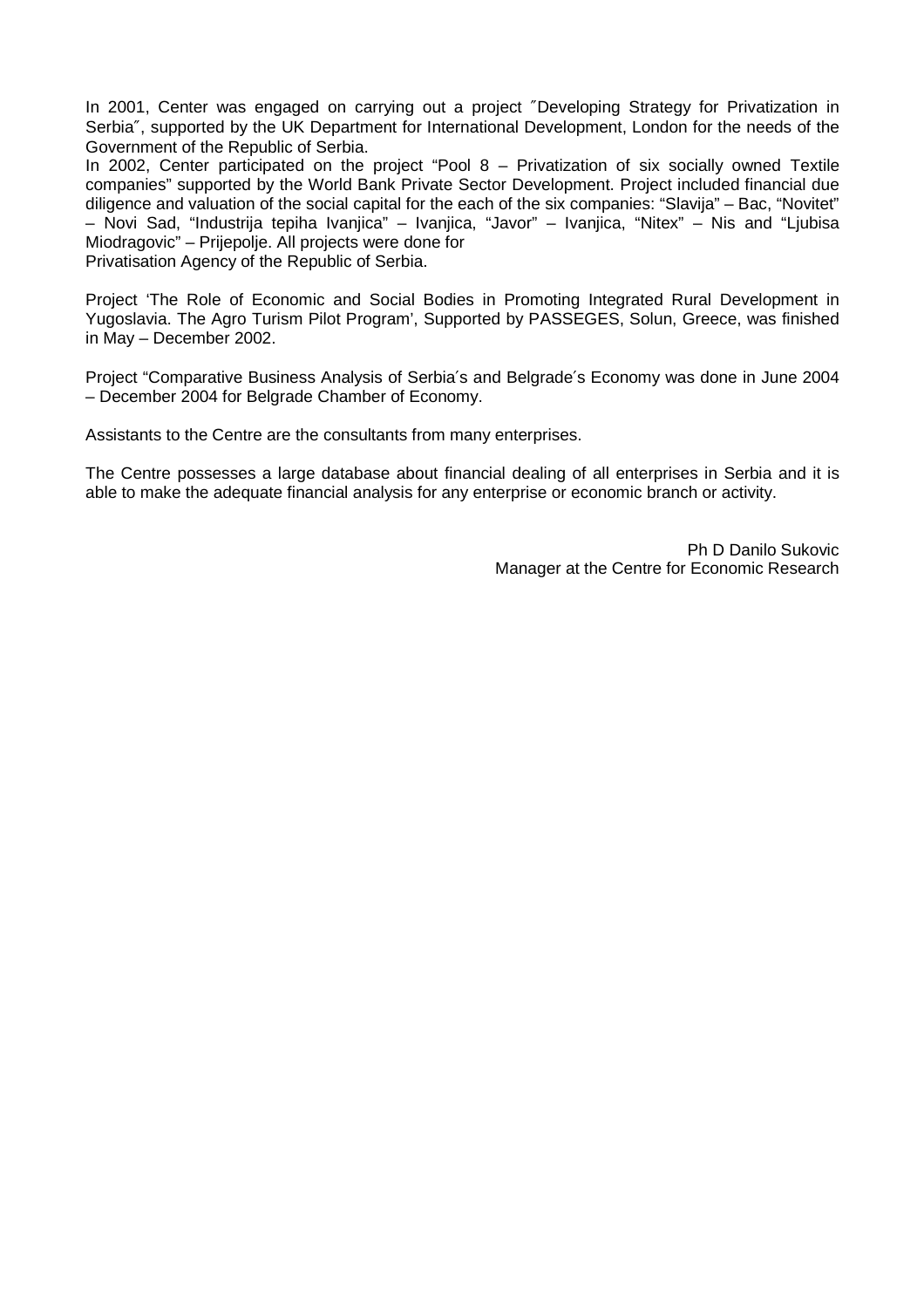In 2001, Center was engaged on carrying out a project ˝Developing Strategy for Privatization in Serbia˝, supported by the UK Department for International Development, London for the needs of the Government of the Republic of Serbia.

In 2002, Center participated on the project "Pool 8 – Privatization of six socially owned Textile companies" supported by the World Bank Private Sector Development. Project included financial due diligence and valuation of the social capital for the each of the six companies: "Slavija" – Bac, "Novitet" – Novi Sad, "Industrija tepiha Ivanjica" – Ivanjica, "Javor" – Ivanjica, "Nitex" – Nis and "Ljubisa Miodragovic" – Prijepolje. All projects were done for

Privatisation Agency of the Republic of Serbia.

Project 'The Role of Economic and Social Bodies in Promoting Integrated Rural Development in Yugoslavia. The Agro Turism Pilot Program', Supported by PASSEGES, Solun, Greece, was finished in May – December 2002.

Project "Comparative Business Analysis of Serbia´s and Belgrade´s Economy was done in June 2004 – December 2004 for Belgrade Chamber of Economy.

Assistants to the Centre are the consultants from many enterprises.

The Centre possesses a large database about financial dealing of all enterprises in Serbia and it is able to make the adequate financial analysis for any enterprise or economic branch or activity.

Ph D Danilo Sukovic
Manager at the Centre for Economic Research